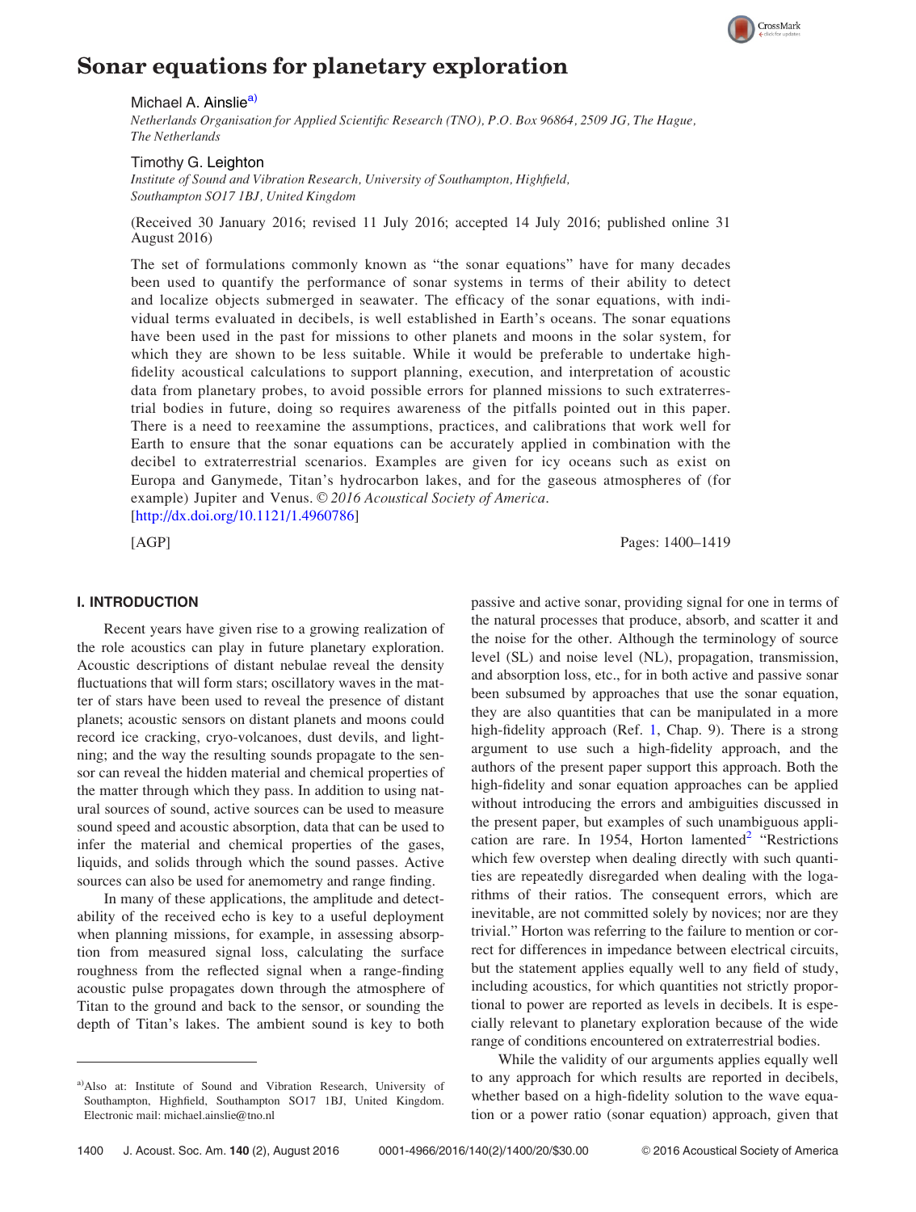# Sonar equations for planetary exploration

Michael A. Ainslie[a]

*Netherlands Organisation for Applied Scientific Research (TNO), P.O. Box 96864, 2509 JG, The Hague, The Netherlands*

Timothy G. Leighton

*Institute of Sound and Vibration Research, University of Southampton, Highfield, Southampton SO17 1BJ, United Kingdom*

(Received 30 January 2016; revised 11 July 2016; accepted 14 July 2016; published online 31 August 2016)

The set of formulations commonly known as "the sonar equations" have for many decades been used to quantify the performance of sonar systems in terms of their ability to detect and localize objects submerged in seawater. The efficacy of the sonar equations, with individual terms evaluated in decibels, is well established in Earth's oceans. The sonar equations have been used in the past for missions to other planets and moons in the solar system, for which they are shown to be less suitable. While it would be preferable to undertake high-fidelity acoustical calculations to support planning, execution, and interpretation of acoustic data from planetary probes, to avoid possible errors for planned missions to such extraterrestrial bodies in future, doing so requires awareness of the pitfalls pointed out in this paper. There is a need to reexamine the assumptions, practices, and calibrations that work well for Earth to ensure that the sonar equations can be accurately applied in combination with the decibel to extraterrestrial scenarios. Examples are given for icy oceans such as exist on Europa and Ganymede, Titan's hydrocarbon lakes, and for the gaseous atmospheres of (for example) Jupiter and Venus. © *2016 Acoustical Society of America*.
[http://dx.doi.org/10.1121/1.4960786]

[AGP]

## I. INTRODUCTION

Recent years have given rise to a growing realization of the role acoustics can play in future planetary exploration. Acoustic descriptions of distant nebulae reveal the density fluctuations that will form stars; oscillatory waves in the matter of stars have been used to reveal the presence of distant planets; acoustic sensors on distant planets and moons could record ice cracking, cryo-volcanoes, dust devils, and lightning; and the way the resulting sounds propagate to the sensor can reveal the hidden material and chemical properties of the matter through which they pass. In addition to using natural sources of sound, active sources can be used to measure sound speed and acoustic absorption, data that can be used to infer the material and chemical properties of the gases, liquids, and solids through which the sound passes. Active sources can also be used for anemometry and range finding.

In many of these applications, the amplitude and detectability of the received echo is key to a useful deployment when planning missions, for example, in assessing absorption from measured signal loss, calculating the surface roughness from the reflected signal when a range-finding acoustic pulse propagates down through the atmosphere of Titan to the ground and back to the sensor, or sounding the depth of Titan's lakes. The ambient sound is key to both passive and active sonar, providing signal for one in terms of the natural processes that produce, absorb, and scatter it and the noise for the other. Although the terminology of source level (SL) and noise level (NL), propagation, transmission, and absorption loss, etc., for in both active and passive sonar been subsumed by approaches that use the sonar equation, they are also quantities that can be manipulated in a more high-fidelity approach (Ref. 1, Chap. 9). There is a strong argument to use such a high-fidelity approach, and the authors of the present paper support this approach. Both the high-fidelity and sonar equation approaches can be applied without introducing the errors and ambiguities discussed in the present paper, but examples of such unambiguous application are rare. In 1954, Horton lamented[2] "Restrictions which few overstep when dealing directly with such quantities are repeatedly disregarded when dealing with the logarithms of their ratios. The consequent errors, which are inevitable, are not committed solely by novices; nor are they trivial." Horton was referring to the failure to mention or correct for differences in impedance between electrical circuits, but the statement applies equally well to any field of study, including acoustics, for which quantities not strictly proportional to power are reported as levels in decibels. It is especially relevant to planetary exploration because of the wide range of conditions encountered on extraterrestrial bodies.

While the validity of our arguments applies equally well to any approach for which results are reported in decibels, whether based on a high-fidelity solution to the wave equation or a power ratio (sonar equation) approach, given that

[a]Also at: Institute of Sound and Vibration Research, University of Southampton, Highfield, Southampton SO17 1BJ, United Kingdom. Electronic mail: michael.ainslie@tno.nl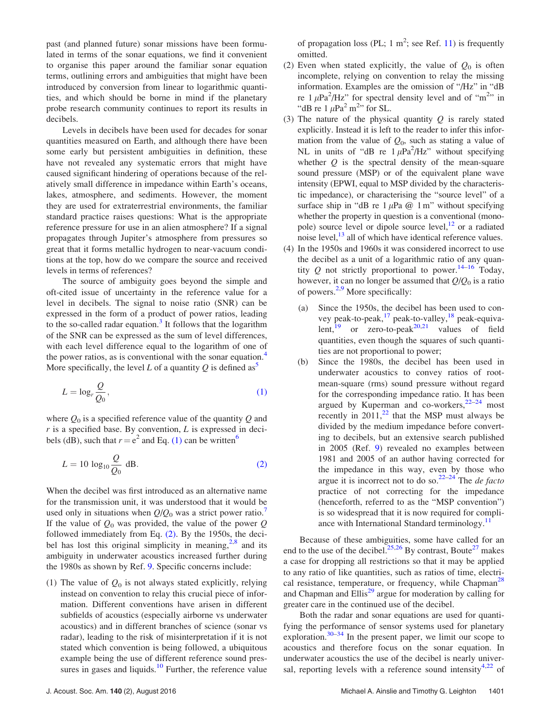past (and planned future) sonar missions have been formulated in terms of the sonar equations, we find it convenient to organise this paper around the familiar sonar equation terms, outlining errors and ambiguities that might have been introduced by conversion from linear to logarithmic quantities, and which should be borne in mind if the planetary probe research community continues to report its results in decibels.

Levels in decibels have been used for decades for sonar quantities measured on Earth, and although there have been some early but persistent ambiguities in definition, these have not revealed any systematic errors that might have caused significant hindering of operations because of the relatively small difference in impedance within Earth's oceans, lakes, atmosphere, and sediments. However, the moment they are used for extraterrestrial environments, the familiar standard practice raises questions: What is the appropriate reference pressure for use in an alien atmosphere? If a signal propagates through Jupiter's atmosphere from pressures so great that it forms metallic hydrogen to near-vacuum conditions at the top, how do we compare the source and received levels in terms of references?

The source of ambiguity goes beyond the simple and oft-cited issue of uncertainty in the reference value for a level in decibels. The signal to noise ratio (SNR) can be expressed in the form of a product of power ratios, leading to the so-called radar equation.[3] It follows that the logarithm of the SNR can be expressed as the sum of level differences, with each level difference equal to the logarithm of one of the power ratios, as is conventional with the sonar equation.[4] More specifically, the level $L$ of a quantity $Q$ is defined as[5]

$$L = \log_r \frac{Q}{Q_0}, \quad (1)$$

where $Q_0$ is a specified reference value of the quantity $Q$ and $r$ is a specified base. By convention, $L$ is expressed in decibels (dB), such that $r = e^2$ and Eq. (1) can be written[6]

$$L = 10 \log_{10} \frac{Q}{Q_0} \text{ dB}. \quad (2)$$

When the decibel was first introduced as an alternative name for the transmission unit, it was understood that it would be used only in situations when $Q/Q_0$ was a strict power ratio.[7] If the value of $Q_0$ was provided, the value of the power $Q$ followed immediately from Eq. (2). By the 1950s, the decibel has lost this original simplicity in meaning,[2,8] and its ambiguity in underwater acoustics increased further during the 1980s as shown by Ref. 9. Specific concerns include:

(1) The value of $Q_0$ is not always stated explicitly, relying instead on convention to relay this crucial piece of information. Different conventions have arisen in different subfields of acoustics (especially airborne vs underwater acoustics) and in different branches of science (sonar vs radar), leading to the risk of misinterpretation if it is not stated which convention is being followed, a ubiquitous example being the use of different reference sound pressures in gases and liquids.[10] Further, the reference value of propagation loss (PL; 1 m$^2$; see Ref. 11) is frequently omitted.

(2) Even when stated explicitly, the value of $Q_0$ is often incomplete, relying on convention to relay the missing information. Examples are the omission of "/Hz" in "dB re 1 $\mu$Pa$^2$/Hz" for spectral density level and of "m$^2$" in "dB re 1 $\mu$Pa$^2$ m$^2$" for SL.

(3) The nature of the physical quantity $Q$ is rarely stated explicitly. Instead it is left to the reader to infer this information from the value of $Q_0$, such as stating a value of NL in units of "dB re 1 $\mu$Pa$^2$/Hz" without specifying whether $Q$ is the spectral density of the mean-square sound pressure (MSP) or of the equivalent plane wave intensity (EPWI, equal to MSP divided by the characteristic impedance), or characterising the "source level" of a surface ship in "dB re 1 $\mu$Pa @ 1 m" without specifying whether the property in question is a conventional (monopole) source level or dipole source level,[12] or a radiated noise level,[13] all of which have identical reference values.

(4) In the 1950s and 1960s it was considered incorrect to use the decibel as a unit of a logarithmic ratio of any quantity $Q$ not strictly proportional to power.[14–16] Today, however, it can no longer be assumed that $Q/Q_0$ is a ratio of powers.[2,9] More specifically:

   (a) Since the 1950s, the decibel has been used to convey peak-to-peak,[17] peak-to-valley,[18] peak-equivalent,[19] or zero-to-peak[20,21] values of field quantities, even though the squares of such quantities are not proportional to power;

   (b) Since the 1980s, the decibel has been used in underwater acoustics to convey ratios of root-mean-square (rms) sound pressure without regard for the corresponding impedance ratio. It has been argued by Kuperman and co-workers,[22–24] most recently in 2011,[22] that the MSP must always be divided by the medium impedance before converting to decibels, but an extensive search published in 2005 (Ref. 9) revealed no examples between 1981 and 2005 of an author having corrected for the impedance in this way, even by those who argue it is incorrect not to do so.[22–24] The *de facto* practice of not correcting for the impedance (henceforth, referred to as the "MSP convention") is so widespread that it is now required for compliance with International Standard terminology.[11]

Because of these ambiguities, some have called for an end to the use of the decibel.[25,26] By contrast, Boute[27] makes a case for dropping all restrictions so that it may be applied to any ratio of like quantities, such as ratios of time, electrical resistance, temperature, or frequency, while Chapman[28] and Chapman and Ellis[29] argue for moderation by calling for greater care in the continued use of the decibel.

Both the radar and sonar equations are used for quantifying the performance of sensor systems used for planetary exploration.[30–34] In the present paper, we limit our scope to acoustics and therefore focus on the sonar equation. In underwater acoustics the use of the decibel is nearly universal, reporting levels with a reference sound intensity[4,22] of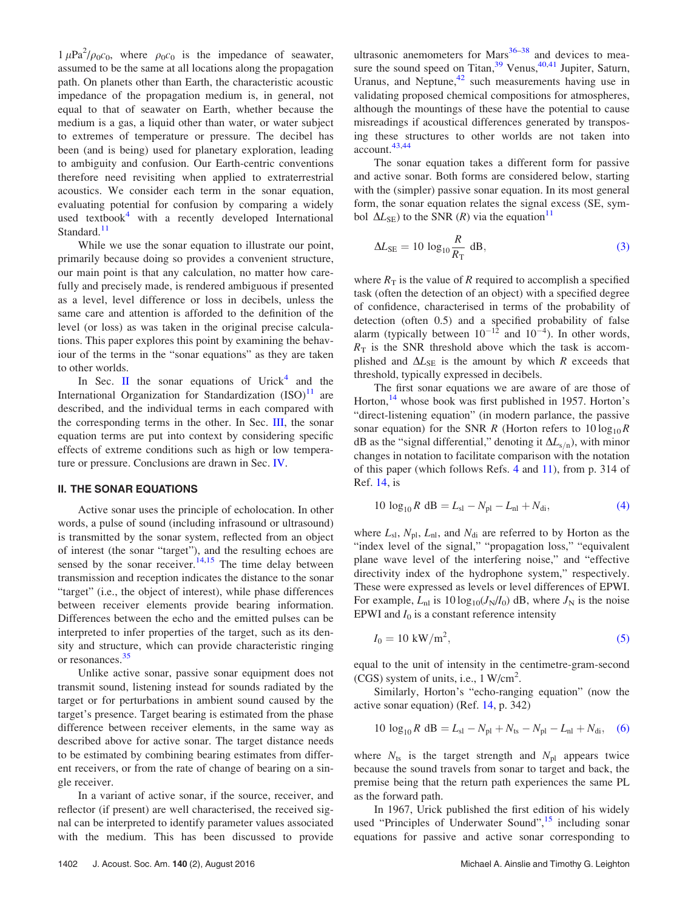$1\ \mu\text{Pa}^2/\rho_0 c_0$, where $\rho_0 c_0$ is the impedance of seawater, assumed to be the same at all locations along the propagation path. On planets other than Earth, the characteristic acoustic impedance of the propagation medium is, in general, not equal to that of seawater on Earth, whether because the medium is a gas, a liquid other than water, or water subject to extremes of temperature or pressure. The decibel has been (and is being) used for planetary exploration, leading to ambiguity and confusion. Our Earth-centric conventions therefore need revisiting when applied to extraterrestrial acoustics. We consider each term in the sonar equation, evaluating potential for confusion by comparing a widely used textbook[4] with a recently developed International Standard.[11]

While we use the sonar equation to illustrate our point, primarily because doing so provides a convenient structure, our main point is that any calculation, no matter how carefully and precisely made, is rendered ambiguous if presented as a level, level difference or loss in decibels, unless the same care and attention is afforded to the definition of the level (or loss) as was taken in the original precise calculations. This paper explores this point by examining the behaviour of the terms in the "sonar equations" as they are taken to other worlds.

In Sec. II the sonar equations of Urick[4] and the International Organization for Standardization (ISO)[11] are described, and the individual terms in each compared with the corresponding terms in the other. In Sec. III, the sonar equation terms are put into context by considering specific effects of extreme conditions such as high or low temperature or pressure. Conclusions are drawn in Sec. IV.

## II. THE SONAR EQUATIONS

Active sonar uses the principle of echolocation. In other words, a pulse of sound (including infrasound or ultrasound) is transmitted by the sonar system, reflected from an object of interest (the sonar "target"), and the resulting echoes are sensed by the sonar receiver.[14,15] The time delay between transmission and reception indicates the distance to the sonar "target" (i.e., the object of interest), while phase differences between receiver elements provide bearing information. Differences between the echo and the emitted pulses can be interpreted to infer properties of the target, such as its density and structure, which can provide characteristic ringing or resonances.[35]

Unlike active sonar, passive sonar equipment does not transmit sound, listening instead for sounds radiated by the target or for perturbations in ambient sound caused by the target's presence. Target bearing is estimated from the phase difference between receiver elements, in the same way as described above for active sonar. The target distance needs to be estimated by combining bearing estimates from different receivers, or from the rate of change of bearing on a single receiver.

In a variant of active sonar, if the source, receiver, and reflector (if present) are well characterised, the received signal can be interpreted to identify parameter values associated with the medium. This has been discussed to provide ultrasonic anemometers for Mars[36–38] and devices to measure the sound speed on Titan,[39] Venus,[40,41] Jupiter, Saturn, Uranus, and Neptune,[42] such measurements having use in validating proposed chemical compositions for atmospheres, although the mountings of these have the potential to cause misreadings if acoustical differences generated by transposing these structures to other worlds are not taken into account.[43,44]

The sonar equation takes a different form for passive and active sonar. Both forms are considered below, starting with the (simpler) passive sonar equation. In its most general form, the sonar equation relates the signal excess (SE, symbol $\Delta L_{\text{SE}}$) to the SNR ($R$) via the equation[11]

$$\Delta L_{\text{SE}} = 10\ \log_{10}\frac{R}{R_{\text{T}}}\ \text{dB}, \tag{3}$$

where $R_{\text{T}}$ is the value of $R$ required to accomplish a specified task (often the detection of an object) with a specified degree of confidence, characterised in terms of the probability of detection (often 0.5) and a specified probability of false alarm (typically between $10^{-12}$ and $10^{-4}$). In other words, $R_{\text{T}}$ is the SNR threshold above which the task is accomplished and $\Delta L_{\text{SE}}$ is the amount by which $R$ exceeds that threshold, typically expressed in decibels.

The first sonar equations we are aware of are those of Horton,[14] whose book was first published in 1957. Horton's "direct-listening equation" (in modern parlance, the passive sonar equation) for the SNR $R$ (Horton refers to $10\log_{10}R$ dB as the "signal differential," denoting it $\Delta L_{\text{s/n}}$), with minor changes in notation to facilitate comparison with the notation of this paper (which follows Refs. 4 and 11), from p. 314 of Ref. 14, is

$$10\ \log_{10} R\ \text{dB} = L_{\text{sl}} - N_{\text{pl}} - L_{\text{nl}} + N_{\text{di}}, \tag{4}$$

where $L_{\text{sl}}$, $N_{\text{pl}}$, $L_{\text{nl}}$, and $N_{\text{di}}$ are referred to by Horton as the "index level of the signal," "propagation loss," "equivalent plane wave level of the interfering noise," and "effective directivity index of the hydrophone system," respectively. These were expressed as levels or level differences of EPWI. For example, $L_{\text{nl}}$ is $10\log_{10}(J_{\text{N}}/I_0)$ dB, where $J_{\text{N}}$ is the noise EPWI and $I_0$ is a constant reference intensity

$$I_0 = 10\ \text{kW/m}^2, \tag{5}$$

equal to the unit of intensity in the centimetre-gram-second (CGS) system of units, i.e., $1\ \text{W/cm}^2$.

Similarly, Horton's "echo-ranging equation" (now the active sonar equation) (Ref. 14, p. 342)

$$10\ \log_{10} R\ \text{dB} = L_{\text{sl}} - N_{\text{pl}} + N_{\text{ts}} - N_{\text{pl}} - L_{\text{nl}} + N_{\text{di}}, \tag{6}$$

where $N_{\text{ts}}$ is the target strength and $N_{\text{pl}}$ appears twice because the sound travels from sonar to target and back, the premise being that the return path experiences the same PL as the forward path.

In 1967, Urick published the first edition of his widely used "Principles of Underwater Sound",[15] including sonar equations for passive and active sonar corresponding to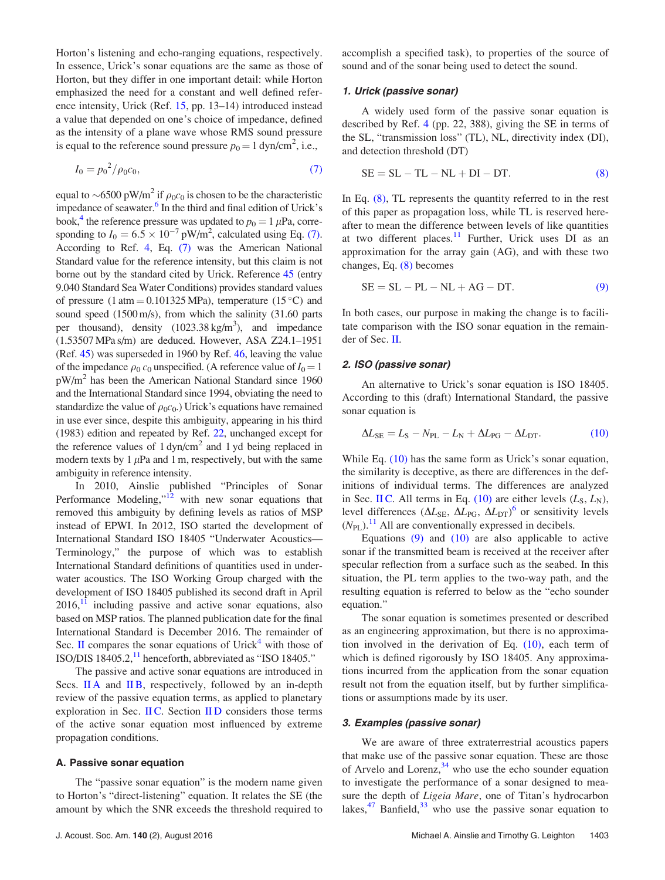Horton's listening and echo-ranging equations, respectively. In essence, Urick's sonar equations are the same as those of Horton, but they differ in one important detail: while Horton emphasized the need for a constant and well defined reference intensity, Urick (Ref. 15, pp. 13–14) introduced instead a value that depended on one's choice of impedance, defined as the intensity of a plane wave whose RMS sound pressure is equal to the reference sound pressure $p_0 = 1$ dyn/cm$^2$, i.e.,

$$I_0 = p_0^2/\rho_0 c_0, \tag{7}$$

equal to ~6500 pW/m$^2$ if $\rho_0 c_0$ is chosen to be the characteristic impedance of seawater.[6] In the third and final edition of Urick's book,[4] the reference pressure was updated to $p_0 = 1\ \mu$Pa, corresponding to $I_0 = 6.5 \times 10^{-7}$ pW/m$^2$, calculated using Eq. (7). According to Ref. 4, Eq. (7) was the American National Standard value for the reference intensity, but this claim is not borne out by the standard cited by Urick. Reference 45 (entry 9.040 Standard Sea Water Conditions) provides standard values of pressure (1 atm = 0.101325 MPa), temperature (15 °C) and sound speed (1500 m/s), from which the salinity (31.60 parts per thousand), density (1023.38 kg/m$^3$), and impedance (1.53507 MPa s/m) are deduced. However, ASA Z24.1–1951 (Ref. 45) was superseded in 1960 by Ref. 46, leaving the value of the impedance $\rho_0 c_0$ unspecified. (A reference value of $I_0 = 1$ pW/m$^2$ has been the American National Standard since 1960 and the International Standard since 1994, obviating the need to standardize the value of $\rho_0 c_0$.) Urick's equations have remained in use ever since, despite this ambiguity, appearing in his third (1983) edition and repeated by Ref. 22, unchanged except for the reference values of 1 dyn/cm$^2$ and 1 yd being replaced in modern texts by 1 $\mu$Pa and 1 m, respectively, but with the same ambiguity in reference intensity.

In 2010, Ainslie published "Principles of Sonar Performance Modeling,"[12] with new sonar equations that removed this ambiguity by defining levels as ratios of MSP instead of EPWI. In 2012, ISO started the development of International Standard ISO 18405 "Underwater Acoustics—Terminology," the purpose of which was to establish International Standard definitions of quantities used in underwater acoustics. The ISO Working Group charged with the development of ISO 18405 published its second draft in April 2016,[11] including passive and active sonar equations, also based on MSP ratios. The planned publication date for the final International Standard is December 2016. The remainder of Sec. II compares the sonar equations of Urick[4] with those of ISO/DIS 18405.2,[11] henceforth, abbreviated as "ISO 18405."

The passive and active sonar equations are introduced in Secs. II A and II B, respectively, followed by an in-depth review of the passive equation terms, as applied to planetary exploration in Sec. II C. Section II D considers those terms of the active sonar equation most influenced by extreme propagation conditions.

### A. Passive sonar equation

The "passive sonar equation" is the modern name given to Horton's "direct-listening" equation. It relates the SE (the amount by which the SNR exceeds the threshold required to accomplish a specified task), to properties of the source of sound and of the sonar being used to detect the sound.

#### *1. Urick (passive sonar)*

A widely used form of the passive sonar equation is described by Ref. 4 (pp. 22, 388), giving the SE in terms of the SL, "transmission loss" (TL), NL, directivity index (DI), and detection threshold (DT)

$$\mathrm{SE} = \mathrm{SL} - \mathrm{TL} - \mathrm{NL} + \mathrm{DI} - \mathrm{DT}. \tag{8}$$

In Eq. (8), TL represents the quantity referred to in the rest of this paper as propagation loss, while TL is reserved hereafter to mean the difference between levels of like quantities at two different places.[11] Further, Urick uses DI as an approximation for the array gain (AG), and with these two changes, Eq. (8) becomes

$$\mathrm{SE} = \mathrm{SL} - \mathrm{PL} - \mathrm{NL} + \mathrm{AG} - \mathrm{DT}. \tag{9}$$

In both cases, our purpose in making the change is to facilitate comparison with the ISO sonar equation in the remainder of Sec. II.

#### *2. ISO (passive sonar)*

An alternative to Urick's sonar equation is ISO 18405. According to this (draft) International Standard, the passive sonar equation is

$$\Delta L_{\mathrm{SE}} = L_{\mathrm{S}} - N_{\mathrm{PL}} - L_{\mathrm{N}} + \Delta L_{\mathrm{PG}} - \Delta L_{\mathrm{DT}}. \tag{10}$$

While Eq. (10) has the same form as Urick's sonar equation, the similarity is deceptive, as there are differences in the definitions of individual terms. The differences are analyzed in Sec. II C. All terms in Eq. (10) are either levels ($L_{\mathrm{S}}$, $L_{\mathrm{N}}$), level differences ($\Delta L_{\mathrm{SE}}$, $\Delta L_{\mathrm{PG}}$, $\Delta L_{\mathrm{DT}}$)[6] or sensitivity levels ($N_{\mathrm{PL}}$).[11] All are conventionally expressed in decibels.

Equations (9) and (10) are also applicable to active sonar if the transmitted beam is received at the receiver after specular reflection from a surface such as the seabed. In this situation, the PL term applies to the two-way path, and the resulting equation is referred to below as the "echo sounder equation."

The sonar equation is sometimes presented or described as an engineering approximation, but there is no approximation involved in the derivation of Eq. (10), each term of which is defined rigorously by ISO 18405. Any approximations incurred from the application from the sonar equation result not from the equation itself, but by further simplifications or assumptions made by its user.

#### *3. Examples (passive sonar)*

We are aware of three extraterrestrial acoustics papers that make use of the passive sonar equation. These are those of Arvelo and Lorenz,[34] who use the echo sounder equation to investigate the performance of a sonar designed to measure the depth of *Ligeia Mare*, one of Titan's hydrocarbon lakes,[47] Banfield,[33] who use the passive sonar equation to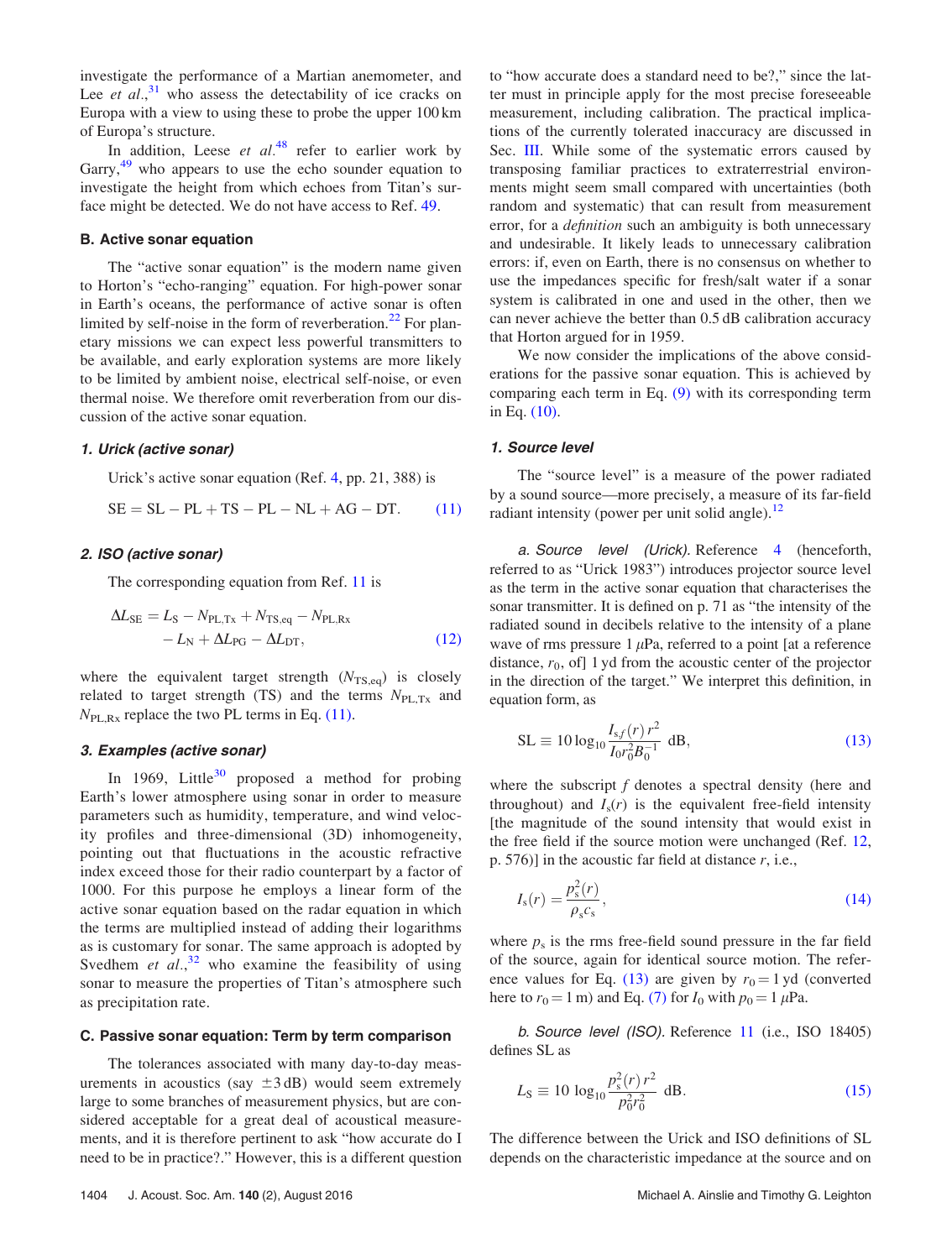investigate the performance of a Martian anemometer, and Lee *et al.*,[31] who assess the detectability of ice cracks on Europa with a view to using these to probe the upper 100 km of Europa's structure.

In addition, Leese *et al.*[48] refer to earlier work by Garry,[49] who appears to use the echo sounder equation to investigate the height from which echoes from Titan's surface might be detected. We do not have access to Ref. 49.

### B. Active sonar equation

The "active sonar equation" is the modern name given to Horton's "echo-ranging" equation. For high-power sonar in Earth's oceans, the performance of active sonar is often limited by self-noise in the form of reverberation.[22] For planetary missions we can expect less powerful transmitters to be available, and early exploration systems are more likely to be limited by ambient noise, electrical self-noise, or even thermal noise. We therefore omit reverberation from our discussion of the active sonar equation.

#### 1. Urick (active sonar)

Urick's active sonar equation (Ref. 4, pp. 21, 388) is

$$\mathrm{SE} = \mathrm{SL} - \mathrm{PL} + \mathrm{TS} - \mathrm{PL} - \mathrm{NL} + \mathrm{AG} - \mathrm{DT}. \tag{11}$$

#### 2. ISO (active sonar)

The corresponding equation from Ref. 11 is

$$\Delta L_{\mathrm{SE}} = L_{\mathrm{S}} - N_{\mathrm{PL,Tx}} + N_{\mathrm{TS,eq}} - N_{\mathrm{PL,Rx}} - L_{\mathrm{N}} + \Delta L_{\mathrm{PG}} - \Delta L_{\mathrm{DT}}, \tag{12}$$

where the equivalent target strength ($N_{\mathrm{TS,eq}}$) is closely related to target strength (TS) and the terms $N_{\mathrm{PL,Tx}}$ and $N_{\mathrm{PL,Rx}}$ replace the two PL terms in Eq. (11).

#### 3. Examples (active sonar)

In 1969, Little[30] proposed a method for probing Earth's lower atmosphere using sonar in order to measure parameters such as humidity, temperature, and wind velocity profiles and three-dimensional (3D) inhomogeneity, pointing out that fluctuations in the acoustic refractive index exceed those for their radio counterpart by a factor of 1000. For this purpose he employs a linear form of the active sonar equation based on the radar equation in which the terms are multiplied instead of adding their logarithms as is customary for sonar. The same approach is adopted by Svedhem *et al.*,[32] who examine the feasibility of using sonar to measure the properties of Titan's atmosphere such as precipitation rate.

### C. Passive sonar equation: Term by term comparison

The tolerances associated with many day-to-day measurements in acoustics (say ±3 dB) would seem extremely large to some branches of measurement physics, but are considered acceptable for a great deal of acoustical measurements, and it is therefore pertinent to ask "how accurate do I need to be in practice?." However, this is a different question to "how accurate does a standard need to be?," since the latter must in principle apply for the most precise foreseeable measurement, including calibration. The practical implications of the currently tolerated inaccuracy are discussed in Sec. III. While some of the systematic errors caused by transposing familiar practices to extraterrestrial environments might seem small compared with uncertainties (both random and systematic) that can result from measurement error, for a *definition* such an ambiguity is both unnecessary and undesirable. It likely leads to unnecessary calibration errors: if, even on Earth, there is no consensus on whether to use the impedances specific for fresh/salt water if a sonar system is calibrated in one and used in the other, then we can never achieve the better than 0.5 dB calibration accuracy that Horton argued for in 1959.

We now consider the implications of the above considerations for the passive sonar equation. This is achieved by comparing each term in Eq. (9) with its corresponding term in Eq. (10).

#### 1. Source level

The "source level" is a measure of the power radiated by a sound source—more precisely, a measure of its far-field radiant intensity (power per unit solid angle).[12]

*a. Source level (Urick).* Reference 4 (henceforth, referred to as "Urick 1983") introduces projector source level as the term in the active sonar equation that characterises the sonar transmitter. It is defined on p. 71 as "the intensity of the radiated sound in decibels relative to the intensity of a plane wave of rms pressure 1 μPa, referred to a point [at a reference distance, $r_0$, of] 1 yd from the acoustic center of the projector in the direction of the target." We interpret this definition, in equation form, as

$$\mathrm{SL} \equiv 10\log_{10}\frac{I_{s,f}(r)\,r^2}{I_0 r_0^2 B_0^{-1}}\ \mathrm{dB}, \tag{13}$$

where the subscript $f$ denotes a spectral density (here and throughout) and $I_s(r)$ is the equivalent free-field intensity [the magnitude of the sound intensity that would exist in the free field if the source motion were unchanged (Ref. 12, p. 576)] in the acoustic far field at distance $r$, i.e.,

$$I_s(r) = \frac{p_s^2(r)}{\rho_s c_s}, \tag{14}$$

where $p_s$ is the rms free-field sound pressure in the far field of the source, again for identical source motion. The reference values for Eq. (13) are given by $r_0 = 1$ yd (converted here to $r_0 = 1$ m) and Eq. (7) for $I_0$ with $p_0 = 1\ \mu$Pa.

*b. Source level (ISO).* Reference 11 (i.e., ISO 18405) defines SL as

$$L_{\mathrm{S}} \equiv 10\ \log_{10}\frac{p_s^2(r)\,r^2}{p_0^2 r_0^2}\ \mathrm{dB}. \tag{15}$$

The difference between the Urick and ISO definitions of SL depends on the characteristic impedance at the source and on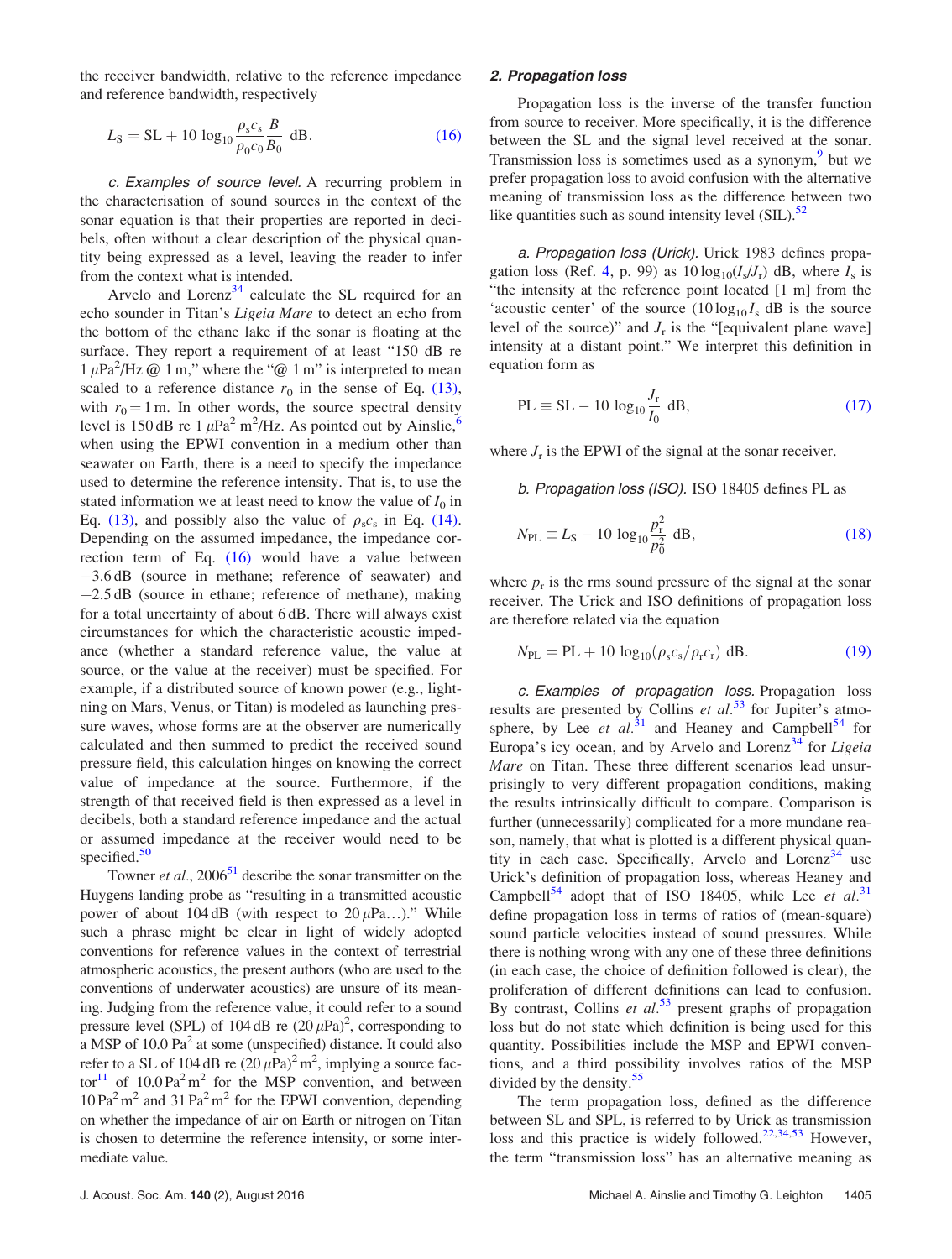the receiver bandwidth, relative to the reference impedance and reference bandwidth, respectively

$$L_S = \text{SL} + 10\,\log_{10}\frac{\rho_s c_s}{\rho_0 c_0}\frac{B}{B_0}\ \text{dB}. \tag{16}$$

*c. Examples of source level.* A recurring problem in the characterisation of sound sources in the context of the sonar equation is that their properties are reported in decibels, often without a clear description of the physical quantity being expressed as a level, leaving the reader to infer from the context what is intended.

Arvelo and Lorenz[34] calculate the SL required for an echo sounder in Titan's *Ligeia Mare* to detect an echo from the bottom of the ethane lake if the sonar is floating at the surface. They report a requirement of at least "150 dB re 1 $\mu$Pa$^2$/Hz @ 1 m," where the "@ 1 m" is interpreted to mean scaled to a reference distance $r_0$ in the sense of Eq. (13), with $r_0 = 1$ m. In other words, the source spectral density level is 150 dB re 1 $\mu$Pa$^2$ m$^2$/Hz. As pointed out by Ainslie,[6] when using the EPWI convention in a medium other than seawater on Earth, there is a need to specify the impedance used to determine the reference intensity. That is, to use the stated information we at least need to know the value of $I_0$ in Eq. (13), and possibly also the value of $\rho_s c_s$ in Eq. (14). Depending on the assumed impedance, the impedance correction term of Eq. (16) would have a value between −3.6 dB (source in methane; reference of seawater) and +2.5 dB (source in ethane; reference of methane), making for a total uncertainty of about 6 dB. There will always exist circumstances for which the characteristic acoustic impedance (whether a standard reference value, the value at source, or the value at the receiver) must be specified. For example, if a distributed source of known power (e.g., lightning on Mars, Venus, or Titan) is modeled as launching pressure waves, whose forms are at the observer are numerically calculated and then summed to predict the received sound pressure field, this calculation hinges on knowing the correct value of impedance at the source. Furthermore, if the strength of that received field is then expressed as a level in decibels, both a standard reference impedance and the actual or assumed impedance at the receiver would need to be specified.[50]

Towner *et al.*, 2006[51] describe the sonar transmitter on the Huygens landing probe as "resulting in a transmitted acoustic power of about 104 dB (with respect to 20 $\mu$Pa…)." While such a phrase might be clear in light of widely adopted conventions for reference values in the context of terrestrial atmospheric acoustics, the present authors (who are used to the conventions of underwater acoustics) are unsure of its meaning. Judging from the reference value, it could refer to a sound pressure level (SPL) of 104 dB re (20 $\mu$Pa)$^2$, corresponding to a MSP of 10.0 Pa$^2$ at some (unspecified) distance. It could also refer to a SL of 104 dB re (20 $\mu$Pa)$^2$ m$^2$, implying a source factor[11] of 10.0 Pa$^2$ m$^2$ for the MSP convention, and between 10 Pa$^2$ m$^2$ and 31 Pa$^2$ m$^2$ for the EPWI convention, depending on whether the impedance of air on Earth or nitrogen on Titan is chosen to determine the reference intensity, or some intermediate value.

### 2. Propagation loss

Propagation loss is the inverse of the transfer function from source to receiver. More specifically, it is the difference between the SL and the signal level received at the sonar. Transmission loss is sometimes used as a synonym,[9] but we prefer propagation loss to avoid confusion with the alternative meaning of transmission loss as the difference between two like quantities such as sound intensity level (SIL).[52]

*a. Propagation loss (Urick).* Urick 1983 defines propagation loss (Ref. 4, p. 99) as $10\log_{10}(I_s/J_r)$ dB, where $I_s$ is "the intensity at the reference point located [1 m] from the 'acoustic center' of the source ($10\log_{10} I_s$ dB is the source level of the source)" and $J_r$ is the "[equivalent plane wave] intensity at a distant point." We interpret this definition in equation form as

$$\text{PL} \equiv \text{SL} - 10\,\log_{10}\frac{J_r}{I_0}\ \text{dB}, \tag{17}$$

where $J_r$ is the EPWI of the signal at the sonar receiver.

*b. Propagation loss (ISO).* ISO 18405 defines PL as

$$N_{\text{PL}} \equiv L_S - 10\,\log_{10}\frac{p_r^2}{p_0^2}\ \text{dB}, \tag{18}$$

where $p_r$ is the rms sound pressure of the signal at the sonar receiver. The Urick and ISO definitions of propagation loss are therefore related via the equation

$$N_{\text{PL}} = \text{PL} + 10\,\log_{10}(\rho_s c_s/\rho_r c_r)\ \text{dB}. \tag{19}$$

*c. Examples of propagation loss.* Propagation loss results are presented by Collins *et al.*[53] for Jupiter's atmosphere, by Lee *et al.*[31] and Heaney and Campbell[54] for Europa's icy ocean, and by Arvelo and Lorenz[34] for *Ligeia Mare* on Titan. These three different scenarios lead unsurprisingly to very different propagation conditions, making the results intrinsically difficult to compare. Comparison is further (unnecessarily) complicated for a more mundane reason, namely, that what is plotted is a different physical quantity in each case. Specifically, Arvelo and Lorenz[34] use Urick's definition of propagation loss, whereas Heaney and Campbell[54] adopt that of ISO 18405, while Lee *et al.*[31] define propagation loss in terms of ratios of (mean-square) sound particle velocities instead of sound pressures. While there is nothing wrong with any one of these three definitions (in each case, the choice of definition followed is clear), the proliferation of different definitions can lead to confusion. By contrast, Collins *et al.*[53] present graphs of propagation loss but do not state which definition is being used for this quantity. Possibilities include the MSP and EPWI conventions, and a third possibility involves ratios of the MSP divided by the density.[55]

The term propagation loss, defined as the difference between SL and SPL, is referred to by Urick as transmission loss and this practice is widely followed.[22,34,53] However, the term "transmission loss" has an alternative meaning as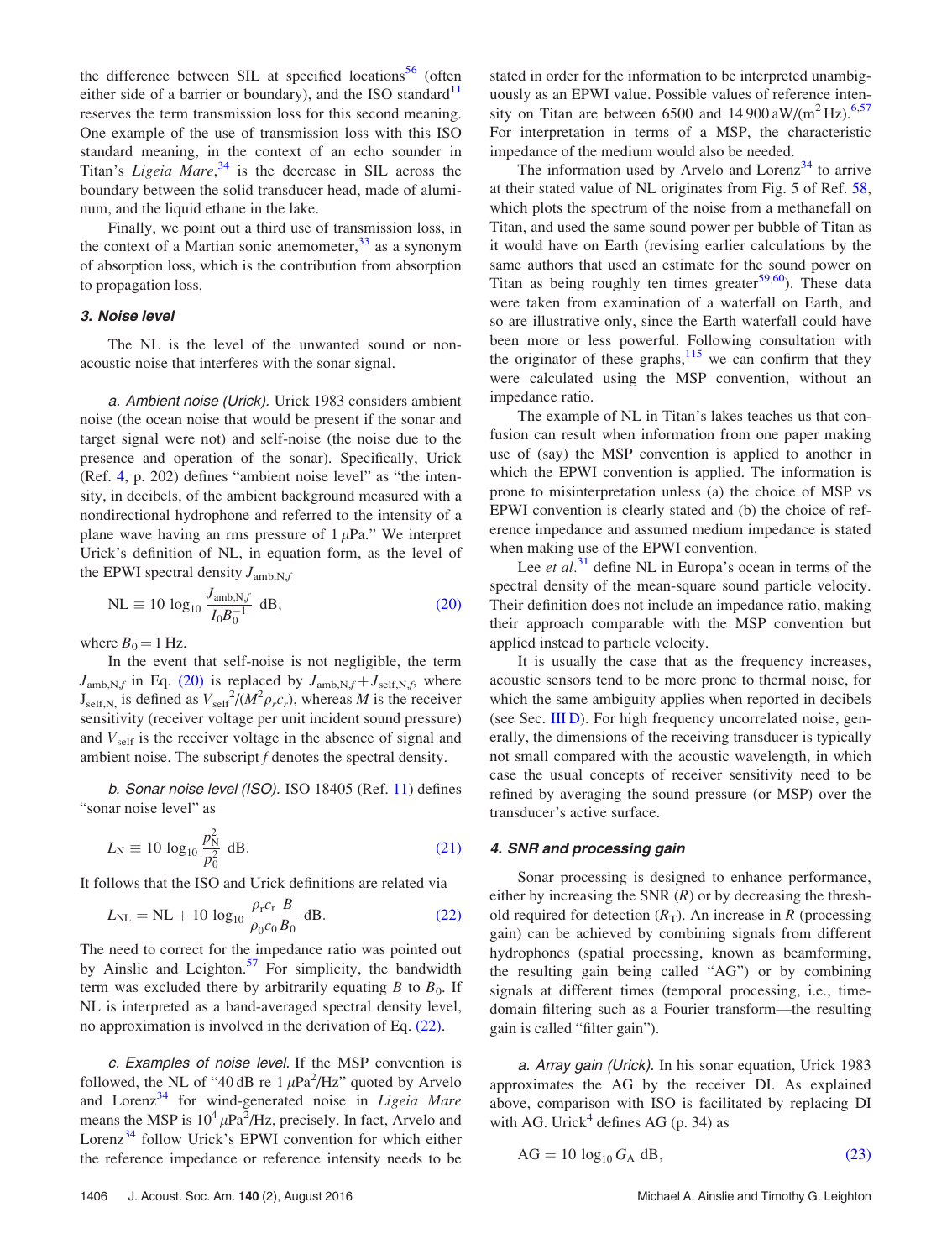the difference between SIL at specified locations[56] (often either side of a barrier or boundary), and the ISO standard[11] reserves the term transmission loss for this second meaning. One example of the use of transmission loss with this ISO standard meaning, in the context of an echo sounder in Titan's *Ligeia Mare*,[34] is the decrease in SIL across the boundary between the solid transducer head, made of aluminum, and the liquid ethane in the lake.

Finally, we point out a third use of transmission loss, in the context of a Martian sonic anemometer,[33] as a synonym of absorption loss, which is the contribution from absorption to propagation loss.

### 3. Noise level

The NL is the level of the unwanted sound or non-acoustic noise that interferes with the sonar signal.

*a. Ambient noise (Urick).* Urick 1983 considers ambient noise (the ocean noise that would be present if the sonar and target signal were not) and self-noise (the noise due to the presence and operation of the sonar). Specifically, Urick (Ref. 4, p. 202) defines "ambient noise level" as "the intensity, in decibels, of the ambient background measured with a nondirectional hydrophone and referred to the intensity of a plane wave having an rms pressure of 1 $\mu$Pa." We interpret Urick's definition of NL, in equation form, as the level of the EPWI spectral density $J_{\mathrm{amb,N},f}$

$$\mathrm{NL} \equiv 10 \log_{10} \frac{J_{\mathrm{amb,N},f}}{I_0 B_0^{-1}} \text{ dB}, \tag{20}$$

where $B_0 = 1$ Hz.

In the event that self-noise is not negligible, the term $J_{\mathrm{amb,N},f}$ in Eq. (20) is replaced by $J_{\mathrm{amb,N},f} + J_{\mathrm{self,N},f}$, where $J_{\mathrm{self,N},}$ is defined as $V_{\mathrm{self}}{}^2/(M^2 \rho_r c_r)$, whereas $M$ is the receiver sensitivity (receiver voltage per unit incident sound pressure) and $V_{\mathrm{self}}$ is the receiver voltage in the absence of signal and ambient noise. The subscript $f$ denotes the spectral density.

*b. Sonar noise level (ISO).* ISO 18405 (Ref. 11) defines "sonar noise level" as

$$L_{\mathrm{N}} \equiv 10 \log_{10} \frac{p_{\mathrm{N}}^2}{p_0^2} \text{ dB}. \tag{21}$$

It follows that the ISO and Urick definitions are related via

$$L_{\mathrm{NL}} = \mathrm{NL} + 10 \log_{10} \frac{\rho_r c_r}{\rho_0 c_0} \frac{B}{B_0} \text{ dB}. \tag{22}$$

The need to correct for the impedance ratio was pointed out by Ainslie and Leighton.[57] For simplicity, the bandwidth term was excluded there by arbitrarily equating $B$ to $B_0$. If NL is interpreted as a band-averaged spectral density level, no approximation is involved in the derivation of Eq. (22).

*c. Examples of noise level.* If the MSP convention is followed, the NL of "40 dB re 1 $\mu$Pa$^2$/Hz" quoted by Arvelo and Lorenz[34] for wind-generated noise in *Ligeia Mare* means the MSP is $10^4\ \mu$Pa$^2$/Hz, precisely. In fact, Arvelo and Lorenz[34] follow Urick's EPWI convention for which either the reference impedance or reference intensity needs to be stated in order for the information to be interpreted unambiguously as an EPWI value. Possible values of reference intensity on Titan are between 6500 and 14 900 aW/(m$^2$ Hz).[6,57] For interpretation in terms of a MSP, the characteristic impedance of the medium would also be needed.

The information used by Arvelo and Lorenz[34] to arrive at their stated value of NL originates from Fig. 5 of Ref. 58, which plots the spectrum of the noise from a methanefall on Titan, and used the same sound power per bubble of Titan as it would have on Earth (revising earlier calculations by the same authors that used an estimate for the sound power on Titan as being roughly ten times greater[59,60]). These data were taken from examination of a waterfall on Earth, and so are illustrative only, since the Earth waterfall could have been more or less powerful. Following consultation with the originator of these graphs,[115] we can confirm that they were calculated using the MSP convention, without an impedance ratio.

The example of NL in Titan's lakes teaches us that confusion can result when information from one paper making use of (say) the MSP convention is applied to another in which the EPWI convention is applied. The information is prone to misinterpretation unless (a) the choice of MSP vs EPWI convention is clearly stated and (b) the choice of reference impedance and assumed medium impedance is stated when making use of the EPWI convention.

Lee *et al.*[31] define NL in Europa's ocean in terms of the spectral density of the mean-square sound particle velocity. Their definition does not include an impedance ratio, making their approach comparable with the MSP convention but applied instead to particle velocity.

It is usually the case that as the frequency increases, acoustic sensors tend to be more prone to thermal noise, for which the same ambiguity applies when reported in decibels (see Sec. III D). For high frequency uncorrelated noise, generally, the dimensions of the receiving transducer is typically not small compared with the acoustic wavelength, in which case the usual concepts of receiver sensitivity need to be refined by averaging the sound pressure (or MSP) over the transducer's active surface.

### 4. SNR and processing gain

Sonar processing is designed to enhance performance, either by increasing the SNR ($R$) or by decreasing the threshold required for detection ($R_{\mathrm{T}}$). An increase in $R$ (processing gain) can be achieved by combining signals from different hydrophones (spatial processing, known as beamforming, the resulting gain being called "AG") or by combining signals at different times (temporal processing, i.e., time-domain filtering such as a Fourier transform—the resulting gain is called "filter gain").

*a. Array gain (Urick).* In his sonar equation, Urick 1983 approximates the AG by the receiver DI. As explained above, comparison with ISO is facilitated by replacing DI with AG. Urick[4] defines AG (p. 34) as

$$\mathrm{AG} = 10 \log_{10} G_{\mathrm{A}} \text{ dB}, \tag{23}$$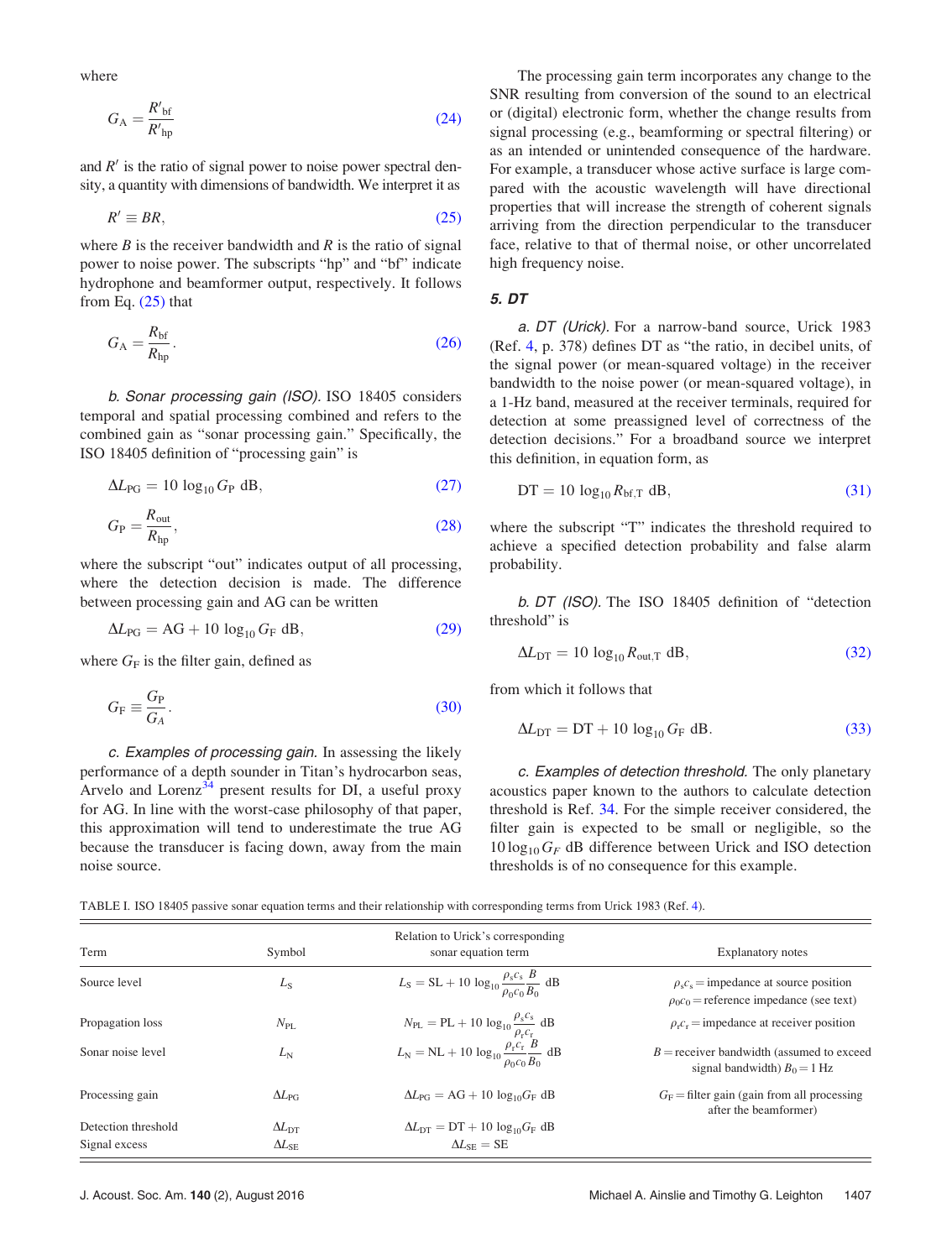where

$$G_{\mathrm{A}} = \frac{R'_{\mathrm{bf}}}{R'_{\mathrm{hp}}} \tag{24}$$

and $R'$ is the ratio of signal power to noise power spectral density, a quantity with dimensions of bandwidth. We interpret it as

$$R' \equiv BR, \tag{25}$$

where $B$ is the receiver bandwidth and $R$ is the ratio of signal power to noise power. The subscripts "hp" and "bf" indicate hydrophone and beamformer output, respectively. It follows from Eq. (25) that

$$G_{\mathrm{A}} = \frac{R_{\mathrm{bf}}}{R_{\mathrm{hp}}}. \tag{26}$$

*b. Sonar processing gain (ISO).* ISO 18405 considers temporal and spatial processing combined and refers to the combined gain as "sonar processing gain." Specifically, the ISO 18405 definition of "processing gain" is

$$\Delta L_{\mathrm{PG}} = 10\,\log_{10} G_{\mathrm{P}}\ \mathrm{dB}, \tag{27}$$

$$G_{\mathrm{P}} = \frac{R_{\mathrm{out}}}{R_{\mathrm{hp}}}, \tag{28}$$

where the subscript "out" indicates output of all processing, where the detection decision is made. The difference between processing gain and AG can be written

$$\Delta L_{\mathrm{PG}} = \mathrm{AG} + 10\,\log_{10} G_{\mathrm{F}}\ \mathrm{dB}, \tag{29}$$

where $G_{\mathrm{F}}$ is the filter gain, defined as

$$G_{\mathrm{F}} \equiv \frac{G_{\mathrm{P}}}{G_{A}}. \tag{30}$$

*c. Examples of processing gain.* In assessing the likely performance of a depth sounder in Titan's hydrocarbon seas, Arvelo and Lorenz[34] present results for DI, a useful proxy for AG. In line with the worst-case philosophy of that paper, this approximation will tend to underestimate the true AG because the transducer is facing down, away from the main noise source.

The processing gain term incorporates any change to the SNR resulting from conversion of the sound to an electrical or (digital) electronic form, whether the change results from signal processing (e.g., beamforming or spectral filtering) or as an intended or unintended consequence of the hardware. For example, a transducer whose active surface is large compared with the acoustic wavelength will have directional properties that will increase the strength of coherent signals arriving from the direction perpendicular to the transducer face, relative to that of thermal noise, or other uncorrelated high frequency noise.

### 5. DT

*a. DT (Urick).* For a narrow-band source, Urick 1983 (Ref. 4, p. 378) defines DT as "the ratio, in decibel units, of the signal power (or mean-squared voltage) in the receiver bandwidth to the noise power (or mean-squared voltage), in a 1-Hz band, measured at the receiver terminals, required for detection at some preassigned level of correctness of the detection decisions." For a broadband source we interpret this definition, in equation form, as

$$\mathrm{DT} = 10\,\log_{10} R_{\mathrm{bf,T}}\ \mathrm{dB}, \tag{31}$$

where the subscript "T" indicates the threshold required to achieve a specified detection probability and false alarm probability.

*b. DT (ISO).* The ISO 18405 definition of "detection threshold" is

$$\Delta L_{\mathrm{DT}} = 10\,\log_{10} R_{\mathrm{out,T}}\ \mathrm{dB}, \tag{32}$$

from which it follows that

$$\Delta L_{\mathrm{DT}} = \mathrm{DT} + 10\,\log_{10} G_{\mathrm{F}}\ \mathrm{dB}. \tag{33}$$

*c. Examples of detection threshold.* The only planetary acoustics paper known to the authors to calculate detection threshold is Ref. 34. For the simple receiver considered, the filter gain is expected to be small or negligible, so the $10\log_{10} G_F$ dB difference between Urick and ISO detection thresholds is of no consequence for this example.

TABLE I. ISO 18405 passive sonar equation terms and their relationship with corresponding terms from Urick 1983 (Ref. 4).

| Term | Symbol | Relation to Urick's corresponding sonar equation term | Explanatory notes |
|---|---|---|---|
| Source level | $L_{\mathrm{S}}$ | $L_{\mathrm{S}} = \mathrm{SL} + 10\,\log_{10}\frac{\rho_{\mathrm{s}}c_{\mathrm{s}}}{\rho_0 c_0}\frac{B}{B_0}$ dB | $\rho_{\mathrm{s}}c_{\mathrm{s}}$ = impedance at source position $\rho_0 c_0$ = reference impedance (see text) |
| Propagation loss | $N_{\mathrm{PL}}$ | $N_{\mathrm{PL}} = \mathrm{PL} + 10\,\log_{10}\frac{\rho_{\mathrm{s}}c_{\mathrm{s}}}{\rho_{\mathrm{r}}c_{\mathrm{r}}}$ dB | $\rho_{\mathrm{r}}c_{\mathrm{r}}$ = impedance at receiver position |
| Sonar noise level | $L_{\mathrm{N}}$ | $L_{\mathrm{N}} = \mathrm{NL} + 10\,\log_{10}\frac{\rho_{\mathrm{r}}c_{\mathrm{r}}}{\rho_0 c_0}\frac{B}{B_0}$ dB | $B$ = receiver bandwidth (assumed to exceed signal bandwidth) $B_0 = 1$ Hz |
| Processing gain | $\Delta L_{\mathrm{PG}}$ | $\Delta L_{\mathrm{PG}} = \mathrm{AG} + 10\,\log_{10} G_{\mathrm{F}}$ dB | $G_{\mathrm{F}}$ = filter gain (gain from all processing after the beamformer) |
| Detection threshold | $\Delta L_{\mathrm{DT}}$ | $\Delta L_{\mathrm{DT}} = \mathrm{DT} + 10\,\log_{10} G_{\mathrm{F}}$ dB | |
| Signal excess | $\Delta L_{\mathrm{SE}}$ | $\Delta L_{\mathrm{SE}} = \mathrm{SE}$ | |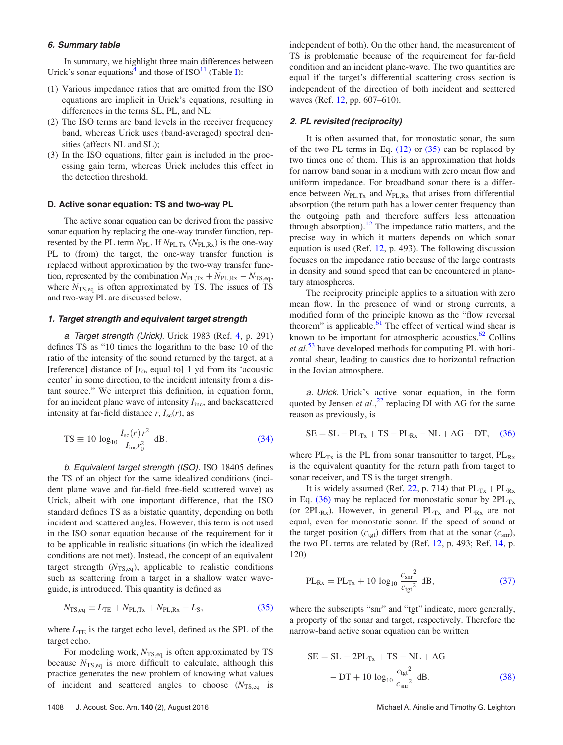### 6. Summary table

In summary, we highlight three main differences between Urick's sonar equations[4] and those of ISO[11] (Table I):

(1) Various impedance ratios that are omitted from the ISO equations are implicit in Urick's equations, resulting in differences in the terms SL, PL, and NL;
(2) The ISO terms are band levels in the receiver frequency band, whereas Urick uses (band-averaged) spectral densities (affects NL and SL);
(3) In the ISO equations, filter gain is included in the processing gain term, whereas Urick includes this effect in the detection threshold.

## D. Active sonar equation: TS and two-way PL

The active sonar equation can be derived from the passive sonar equation by replacing the one-way transfer function, represented by the PL term $N_{\rm PL}$. If $N_{\rm PL,Tx}$ ($N_{\rm PL,Rx}$) is the one-way PL to (from) the target, the one-way transfer function is replaced without approximation by the two-way transfer function, represented by the combination $N_{\rm PL,Tx} + N_{\rm PL,Rx} - N_{\rm TS,eq}$, where $N_{\rm TS,eq}$ is often approximated by TS. The issues of TS and two-way PL are discussed below.

### 1. Target strength and equivalent target strength

*a. Target strength (Urick).* Urick 1983 (Ref. 4, p. 291) defines TS as "10 times the logarithm to the base 10 of the ratio of the intensity of the sound returned by the target, at a [reference] distance of [$r_0$, equal to] 1 yd from its 'acoustic center' in some direction, to the incident intensity from a distant source." We interpret this definition, in equation form, for an incident plane wave of intensity $I_{\rm inc}$, and backscattered intensity at far-field distance $r$, $I_{\rm sc}(r)$, as

$$\mathrm{TS} \equiv 10\,\log_{10}\frac{I_{\rm sc}(r)\,r^2}{I_{\rm inc}r_0^2}\ \mathrm{dB}. \tag{34}$$

*b. Equivalent target strength (ISO).* ISO 18405 defines the TS of an object for the same idealized conditions (incident plane wave and far-field free-field scattered wave) as Urick, albeit with one important difference, that the ISO standard defines TS as a bistatic quantity, depending on both incident and scattered angles. However, this term is not used in the ISO sonar equation because of the requirement for it to be applicable in realistic situations (in which the idealized conditions are not met). Instead, the concept of an equivalent target strength ($N_{\rm TS,eq}$), applicable to realistic conditions such as scattering from a target in a shallow water waveguide, is introduced. This quantity is defined as

$$N_{\rm TS,eq} \equiv L_{\rm TE} + N_{\rm PL,Tx} + N_{\rm PL,Rx} - L_{\rm S}, \tag{35}$$

where $L_{\rm TE}$ is the target echo level, defined as the SPL of the target echo.

For modeling work, $N_{\rm TS,eq}$ is often approximated by TS because $N_{\rm TS,eq}$ is more difficult to calculate, although this practice generates the new problem of knowing what values of incident and scattered angles to choose ($N_{\rm TS,eq}$ is independent of both). On the other hand, the measurement of TS is problematic because of the requirement for far-field condition and an incident plane-wave. The two quantities are equal if the target's differential scattering cross section is independent of the direction of both incident and scattered waves (Ref. 12, pp. 607–610).

### 2. PL revisited (reciprocity)

It is often assumed that, for monostatic sonar, the sum of the two PL terms in Eq. (12) or (35) can be replaced by two times one of them. This is an approximation that holds for narrow band sonar in a medium with zero mean flow and uniform impedance. For broadband sonar there is a difference between $N_{\rm PL,Tx}$ and $N_{\rm PL,Rx}$ that arises from differential absorption (the return path has a lower center frequency than the outgoing path and therefore suffers less attenuation through absorption).[12] The impedance ratio matters, and the precise way in which it matters depends on which sonar equation is used (Ref. 12, p. 493). The following discussion focuses on the impedance ratio because of the large contrasts in density and sound speed that can be encountered in planetary atmospheres.

The reciprocity principle applies to a situation with zero mean flow. In the presence of wind or strong currents, a modified form of the principle known as the "flow reversal theorem" is applicable.[61] The effect of vertical wind shear is known to be important for atmospheric acoustics.[62] Collins *et al.*[53] have developed methods for computing PL with horizontal shear, leading to caustics due to horizontal refraction in the Jovian atmosphere.

*a. Urick.* Urick's active sonar equation, in the form quoted by Jensen *et al.*,[22] replacing DI with AG for the same reason as previously, is

$$\mathrm{SE} = \mathrm{SL} - \mathrm{PL}_{\rm Tx} + \mathrm{TS} - \mathrm{PL}_{\rm Rx} - \mathrm{NL} + \mathrm{AG} - \mathrm{DT}, \tag{36}$$

where $\mathrm{PL}_{\rm Tx}$ is the PL from sonar transmitter to target, $\mathrm{PL}_{\rm Rx}$ is the equivalent quantity for the return path from target to sonar receiver, and TS is the target strength.

It is widely assumed (Ref. 22, p. 714) that $\mathrm{PL}_{\rm Tx} + \mathrm{PL}_{\rm Rx}$ in Eq. (36) may be replaced for monostatic sonar by $2\mathrm{PL}_{\rm Tx}$ (or $2\mathrm{PL}_{\rm Rx}$). However, in general $\mathrm{PL}_{\rm Tx}$ and $\mathrm{PL}_{\rm Rx}$ are not equal, even for monostatic sonar. If the speed of sound at the target position ($c_{\rm tgt}$) differs from that at the sonar ($c_{\rm snr}$), the two PL terms are related by (Ref. 12, p. 493; Ref. 14, p. 120)

$$\mathrm{PL}_{\rm Rx} = \mathrm{PL}_{\rm Tx} + 10\,\log_{10}\frac{{c_{\rm snr}}^2}{{c_{\rm tgt}}^2}\ \mathrm{dB}, \tag{37}$$

where the subscripts "snr" and "tgt" indicate, more generally, a property of the sonar and target, respectively. Therefore the narrow-band active sonar equation can be written

$$\mathrm{SE} = \mathrm{SL} - 2\mathrm{PL}_{\rm Tx} + \mathrm{TS} - \mathrm{NL} + \mathrm{AG} - \mathrm{DT} + 10\,\log_{10}\frac{{c_{\rm tgt}}^2}{{c_{\rm snr}}^2}\ \mathrm{dB}. \tag{38}$$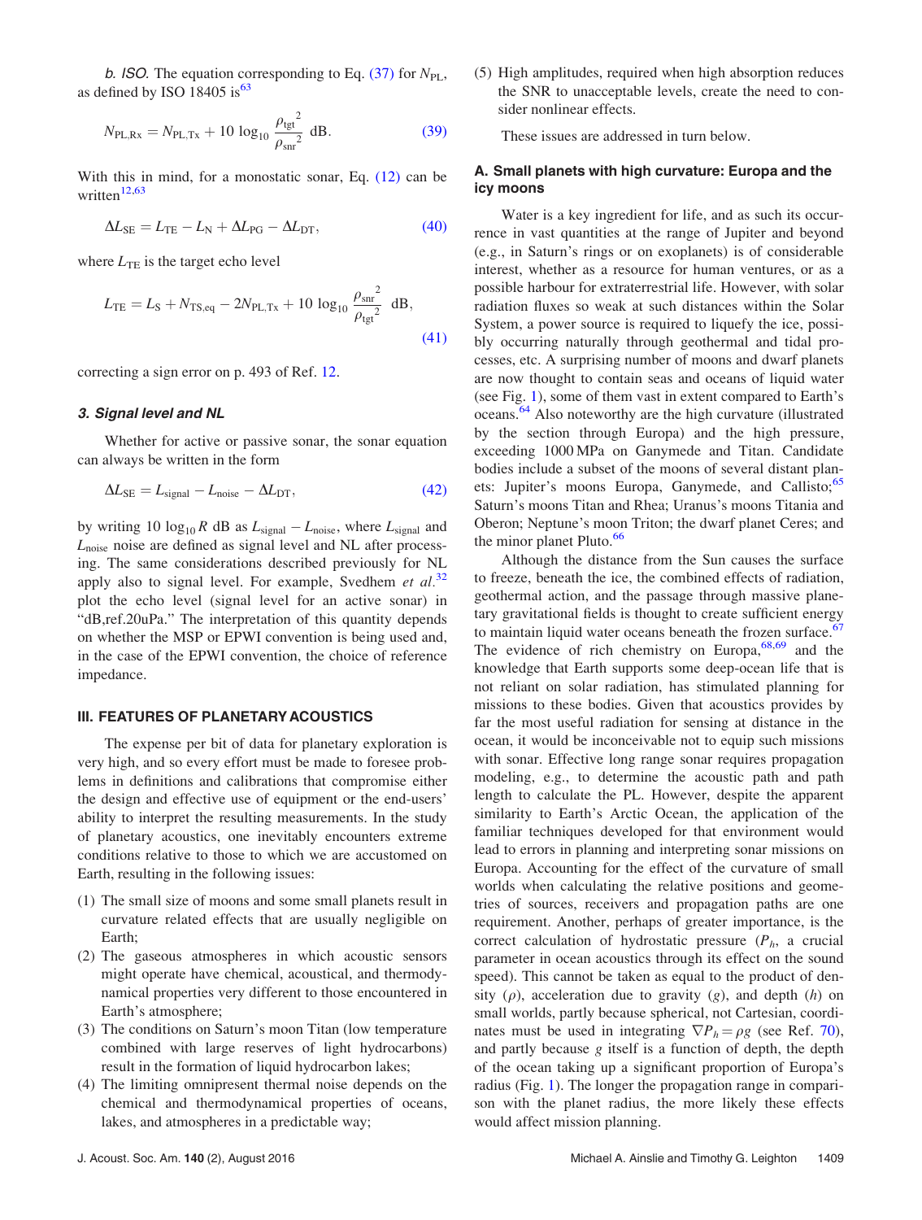*b. ISO.* The equation corresponding to Eq. (37) for $N_{\text{PL}}$, as defined by ISO 18405 is[63]

$$N_{\text{PL,Rx}} = N_{\text{PL,Tx}} + 10\,\log_{10}\frac{{\rho_{\text{tgt}}}^2}{{\rho_{\text{snr}}}^2}\ \text{dB}. \tag{39}$$

With this in mind, for a monostatic sonar, Eq. (12) can be written[12,63]

$$\Delta L_{\text{SE}} = L_{\text{TE}} - L_{\text{N}} + \Delta L_{\text{PG}} - \Delta L_{\text{DT}}, \tag{40}$$

where $L_{\text{TE}}$ is the target echo level

$$L_{\text{TE}} = L_{\text{S}} + N_{\text{TS,eq}} - 2N_{\text{PL,Tx}} + 10\,\log_{10}\frac{{\rho_{\text{snr}}}^2}{{\rho_{\text{tgt}}}^2}\ \text{dB}, \tag{41}$$

correcting a sign error on p. 493 of Ref. 12.

### 3. Signal level and NL

Whether for active or passive sonar, the sonar equation can always be written in the form

$$\Delta L_{\text{SE}} = L_{\text{signal}} - L_{\text{noise}} - \Delta L_{\text{DT}}, \tag{42}$$

by writing $10\,\log_{10} R$ dB as $L_{\text{signal}} - L_{\text{noise}}$, where $L_{\text{signal}}$ and $L_{\text{noise}}$ noise are defined as signal level and NL after processing. The same considerations described previously for NL apply also to signal level. For example, Svedhem *et al.*[32] plot the echo level (signal level for an active sonar) in "dB,ref.20uPa." The interpretation of this quantity depends on whether the MSP or EPWI convention is being used and, in the case of the EPWI convention, the choice of reference impedance.

## III. FEATURES OF PLANETARY ACOUSTICS

The expense per bit of data for planetary exploration is very high, and so every effort must be made to foresee problems in definitions and calibrations that compromise either the design and effective use of equipment or the end-users' ability to interpret the resulting measurements. In the study of planetary acoustics, one inevitably encounters extreme conditions relative to those to which we are accustomed on Earth, resulting in the following issues:

(1) The small size of moons and some small planets result in curvature related effects that are usually negligible on Earth;
(2) The gaseous atmospheres in which acoustic sensors might operate have chemical, acoustical, and thermodynamical properties very different to those encountered in Earth's atmosphere;
(3) The conditions on Saturn's moon Titan (low temperature combined with large reserves of light hydrocarbons) result in the formation of liquid hydrocarbon lakes;
(4) The limiting omnipresent thermal noise depends on the chemical and thermodynamical properties of oceans, lakes, and atmospheres in a predictable way;
(5) High amplitudes, required when high absorption reduces the SNR to unacceptable levels, create the need to consider nonlinear effects.

These issues are addressed in turn below.

### A. Small planets with high curvature: Europa and the icy moons

Water is a key ingredient for life, and as such its occurrence in vast quantities at the range of Jupiter and beyond (e.g., in Saturn's rings or on exoplanets) is of considerable interest, whether as a resource for human ventures, or as a possible harbour for extraterrestrial life. However, with solar radiation fluxes so weak at such distances within the Solar System, a power source is required to liquefy the ice, possibly occurring naturally through geothermal and tidal processes, etc. A surprising number of moons and dwarf planets are now thought to contain seas and oceans of liquid water (see Fig. 1), some of them vast in extent compared to Earth's oceans.[64] Also noteworthy are the high curvature (illustrated by the section through Europa) and the high pressure, exceeding 1000 MPa on Ganymede and Titan. Candidate bodies include a subset of the moons of several distant planets: Jupiter's moons Europa, Ganymede, and Callisto;[65] Saturn's moons Titan and Rhea; Uranus's moons Titania and Oberon; Neptune's moon Triton; the dwarf planet Ceres; and the minor planet Pluto.[66]

Although the distance from the Sun causes the surface to freeze, beneath the ice, the combined effects of radiation, geothermal action, and the passage through massive planetary gravitational fields is thought to create sufficient energy to maintain liquid water oceans beneath the frozen surface.[67] The evidence of rich chemistry on Europa,[68,69] and the knowledge that Earth supports some deep-ocean life that is not reliant on solar radiation, has stimulated planning for missions to these bodies. Given that acoustics provides by far the most useful radiation for sensing at distance in the ocean, it would be inconceivable not to equip such missions with sonar. Effective long range sonar requires propagation modeling, e.g., to determine the acoustic path and path length to calculate the PL. However, despite the apparent similarity to Earth's Arctic Ocean, the application of the familiar techniques developed for that environment would lead to errors in planning and interpreting sonar missions on Europa. Accounting for the effect of the curvature of small worlds when calculating the relative positions and geometries of sources, receivers and propagation paths are one requirement. Another, perhaps of greater importance, is the correct calculation of hydrostatic pressure ($P_h$, a crucial parameter in ocean acoustics through its effect on the sound speed). This cannot be taken as equal to the product of density ($\rho$), acceleration due to gravity ($g$), and depth ($h$) on small worlds, partly because spherical, not Cartesian, coordinates must be used in integrating $\nabla P_h = \rho g$ (see Ref. 70), and partly because $g$ itself is a function of depth, the depth of the ocean taking up a significant proportion of Europa's radius (Fig. 1). The longer the propagation range in comparison with the planet radius, the more likely these effects would affect mission planning.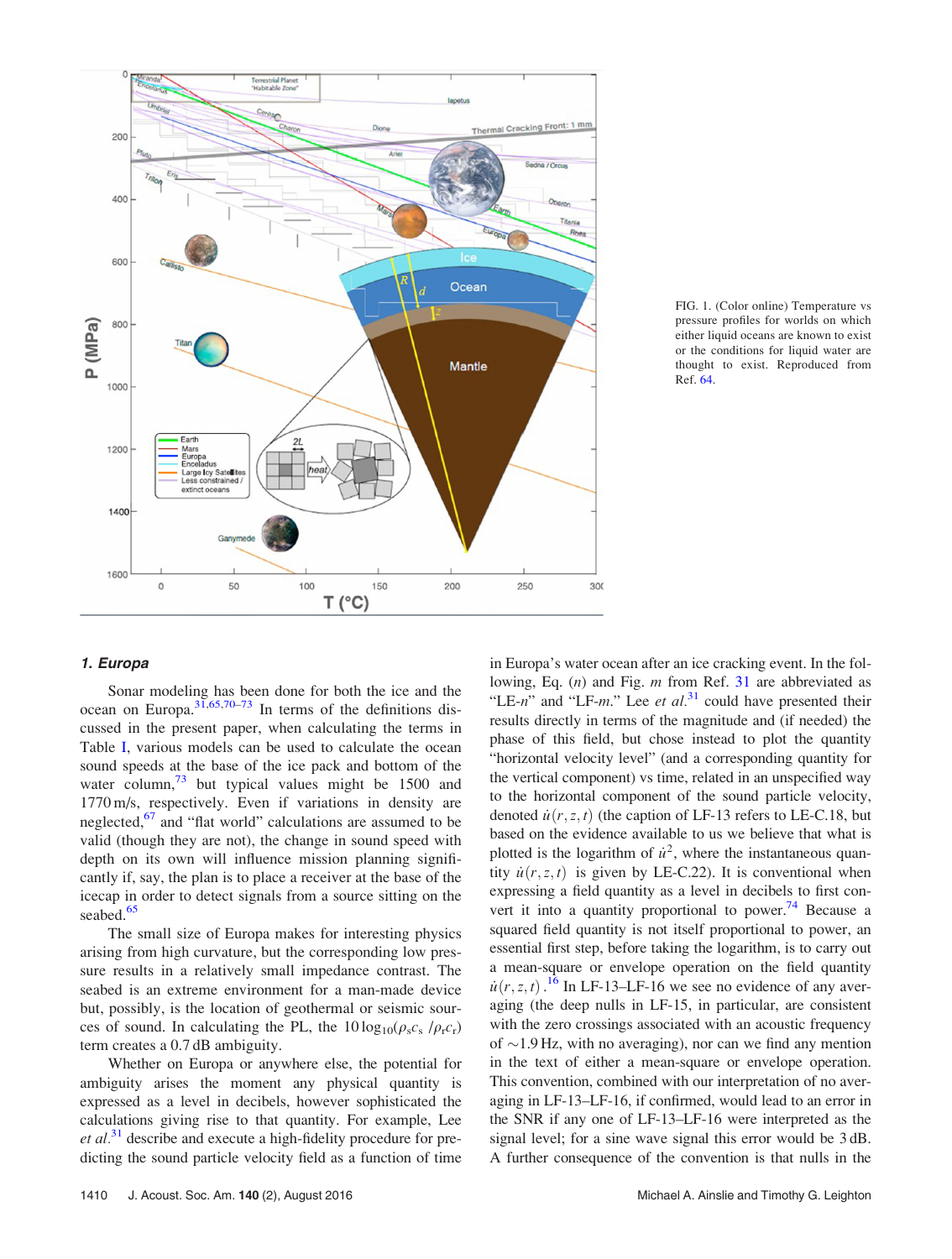FIG. 1. (Color online) Temperature vs pressure profiles for worlds on which either liquid oceans are known to exist or the conditions for liquid water are thought to exist. Reproduced from Ref. 64.

### 1. Europa

Sonar modeling has been done for both the ice and the ocean on Europa.[31,65,70–73] In terms of the definitions discussed in the present paper, when calculating the terms in Table I, various models can be used to calculate the ocean sound speeds at the base of the ice pack and bottom of the water column,[73] but typical values might be 1500 and 1770 m/s, respectively. Even if variations in density are neglected,[67] and "flat world" calculations are assumed to be valid (though they are not), the change in sound speed with depth on its own will influence mission planning significantly if, say, the plan is to place a receiver at the base of the icecap in order to detect signals from a source sitting on the seabed.[65]

The small size of Europa makes for interesting physics arising from high curvature, but the corresponding low pressure results in a relatively small impedance contrast. The seabed is an extreme environment for a man-made device but, possibly, is the location of geothermal or seismic sources of sound. In calculating the PL, the $10\log_{10}(\rho_s c_s/\rho_r c_r)$ term creates a 0.7 dB ambiguity.

Whether on Europa or anywhere else, the potential for ambiguity arises the moment any physical quantity is expressed as a level in decibels, however sophisticated the calculations giving rise to that quantity. For example, Lee *et al.*[31] describe and execute a high-fidelity procedure for predicting the sound particle velocity field as a function of time in Europa's water ocean after an ice cracking event. In the following, Eq. ($n$) and Fig. $m$ from Ref. 31 are abbreviated as "LE-$n$" and "LF-$m$." Lee *et al.*[31] could have presented their results directly in terms of the magnitude and (if needed) the phase of this field, but chose instead to plot the quantity "horizontal velocity level" (and a corresponding quantity for the vertical component) vs time, related in an unspecified way to the horizontal component of the sound particle velocity, denoted $\dot{u}(r,z,t)$ (the caption of LF-13 refers to LE-C.18, but based on the evidence available to us we believe that what is plotted is the logarithm of $\dot{u}^2$, where the instantaneous quantity $\dot{u}(r,z,t)$ is given by LE-C.22). It is conventional when expressing a field quantity as a level in decibels to first convert it into a quantity proportional to power.[74] Because a squared field quantity is not itself proportional to power, an essential first step, before taking the logarithm, is to carry out a mean-square or envelope operation on the field quantity $\dot{u}(r,z,t)$.[16] In LF-13–LF-16 we see no evidence of any averaging (the deep nulls in LF-15, in particular, are consistent with the zero crossings associated with an acoustic frequency of ~1.9 Hz, with no averaging), nor can we find any mention in the text of either a mean-square or envelope operation. This convention, combined with our interpretation of no averaging in LF-13–LF-16, if confirmed, would lead to an error in the SNR if any one of LF-13–LF-16 were interpreted as the signal level; for a sine wave signal this error would be 3 dB. A further consequence of the convention is that nulls in the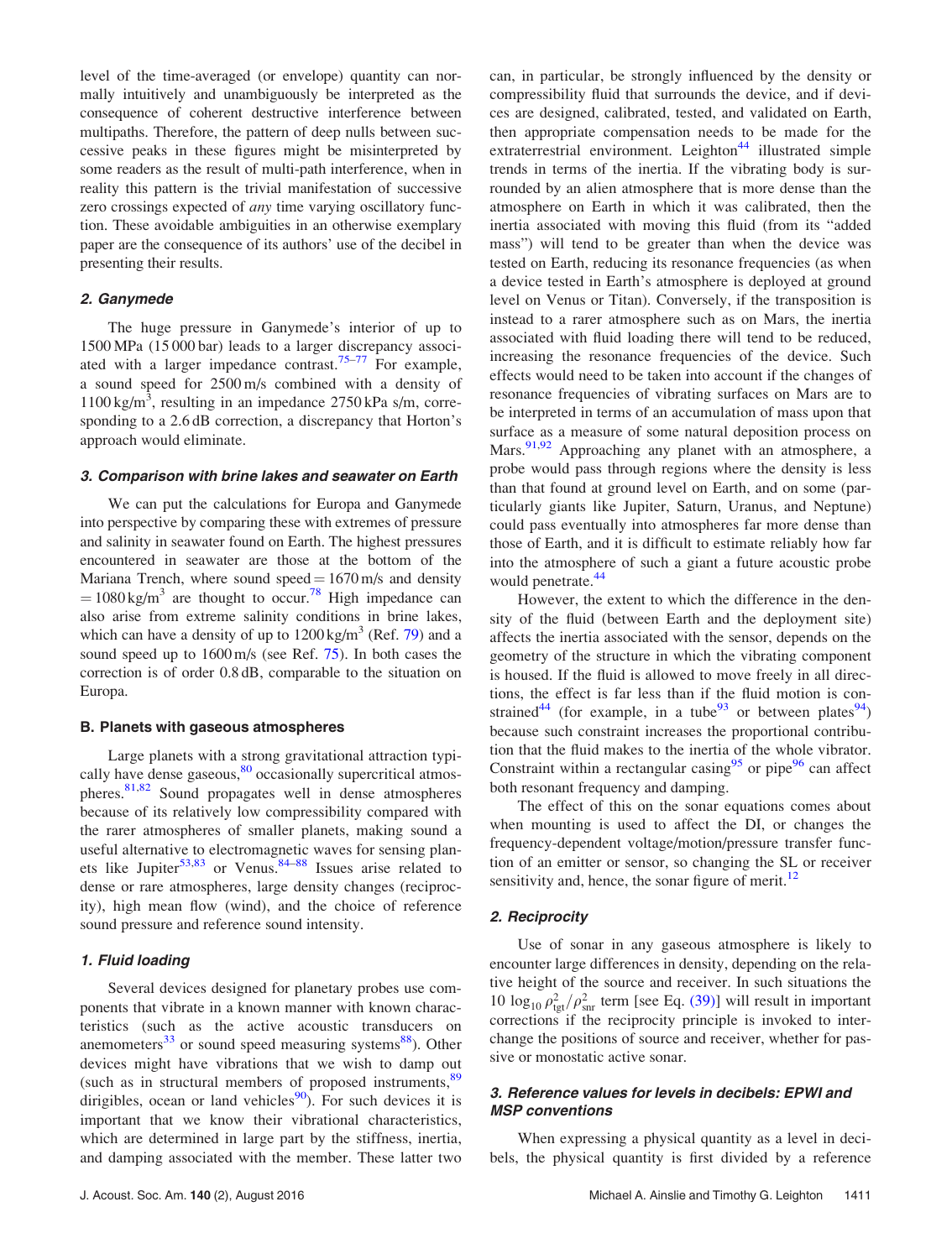level of the time-averaged (or envelope) quantity can normally intuitively and unambiguously be interpreted as the consequence of coherent destructive interference between multipaths. Therefore, the pattern of deep nulls between successive peaks in these figures might be misinterpreted by some readers as the result of multi-path interference, when in reality this pattern is the trivial manifestation of successive zero crossings expected of *any* time varying oscillatory function. These avoidable ambiguities in an otherwise exemplary paper are the consequence of its authors' use of the decibel in presenting their results.

#### 2. Ganymede

The huge pressure in Ganymede's interior of up to 1500 MPa (15 000 bar) leads to a larger discrepancy associated with a larger impedance contrast.[75–77] For example, a sound speed for 2500 m/s combined with a density of 1100 kg/m$^3$, resulting in an impedance 2750 kPa s/m, corresponding to a 2.6 dB correction, a discrepancy that Horton's approach would eliminate.

#### 3. Comparison with brine lakes and seawater on Earth

We can put the calculations for Europa and Ganymede into perspective by comparing these with extremes of pressure and salinity in seawater found on Earth. The highest pressures encountered in seawater are those at the bottom of the Mariana Trench, where sound speed = 1670 m/s and density = 1080 kg/m$^3$ are thought to occur.[78] High impedance can also arise from extreme salinity conditions in brine lakes, which can have a density of up to 1200 kg/m$^3$ (Ref. 79) and a sound speed up to 1600 m/s (see Ref. 75). In both cases the correction is of order 0.8 dB, comparable to the situation on Europa.

### B. Planets with gaseous atmospheres

Large planets with a strong gravitational attraction typically have dense gaseous,[80] occasionally supercritical atmospheres.[81,82] Sound propagates well in dense atmospheres because of its relatively low compressibility compared with the rarer atmospheres of smaller planets, making sound a useful alternative to electromagnetic waves for sensing planets like Jupiter[53,83] or Venus.[84–88] Issues arise related to dense or rare atmospheres, large density changes (reciprocity), high mean flow (wind), and the choice of reference sound pressure and reference sound intensity.

#### 1. Fluid loading

Several devices designed for planetary probes use components that vibrate in a known manner with known characteristics (such as the active acoustic transducers on anemometers[33] or sound speed measuring systems[88]). Other devices might have vibrations that we wish to damp out (such as in structural members of proposed instruments,[89] dirigibles, ocean or land vehicles[90]). For such devices it is important that we know their vibrational characteristics, which are determined in large part by the stiffness, inertia, and damping associated with the member. These latter two can, in particular, be strongly influenced by the density or compressibility fluid that surrounds the device, and if devices are designed, calibrated, tested, and validated on Earth, then appropriate compensation needs to be made for the extraterrestrial environment. Leighton[44] illustrated simple trends in terms of the inertia. If the vibrating body is surrounded by an alien atmosphere that is more dense than the atmosphere on Earth in which it was calibrated, then the inertia associated with moving this fluid (from its "added mass") will tend to be greater than when the device was tested on Earth, reducing its resonance frequencies (as when a device tested in Earth's atmosphere is deployed at ground level on Venus or Titan). Conversely, if the transposition is instead to a rarer atmosphere such as on Mars, the inertia associated with fluid loading there will tend to be reduced, increasing the resonance frequencies of the device. Such effects would need to be taken into account if the changes of resonance frequencies of vibrating surfaces on Mars are to be interpreted in terms of an accumulation of mass upon that surface as a measure of some natural deposition process on Mars.[91,92] Approaching any planet with an atmosphere, a probe would pass through regions where the density is less than that found at ground level on Earth, and on some (particularly giants like Jupiter, Saturn, Uranus, and Neptune) could pass eventually into atmospheres far more dense than those of Earth, and it is difficult to estimate reliably how far into the atmosphere of such a giant a future acoustic probe would penetrate.[44]

However, the extent to which the difference in the density of the fluid (between Earth and the deployment site) affects the inertia associated with the sensor, depends on the geometry of the structure in which the vibrating component is housed. If the fluid is allowed to move freely in all directions, the effect is far less than if the fluid motion is constrained[44] (for example, in a tube[93] or between plates[94]) because such constraint increases the proportional contribution that the fluid makes to the inertia of the whole vibrator. Constraint within a rectangular casing[95] or pipe[96] can affect both resonant frequency and damping.

The effect of this on the sonar equations comes about when mounting is used to affect the DI, or changes the frequency-dependent voltage/motion/pressure transfer function of an emitter or sensor, so changing the SL or receiver sensitivity and, hence, the sonar figure of merit.[12]

#### 2. Reciprocity

Use of sonar in any gaseous atmosphere is likely to encounter large differences in density, depending on the relative height of the source and receiver. In such situations the $10\log_{10}\rho_{\mathrm{tgt}}^2/\rho_{\mathrm{snr}}^2$ term [see Eq. (39)] will result in important corrections if the reciprocity principle is invoked to interchange the positions of source and receiver, whether for passive or monostatic active sonar.

#### 3. Reference values for levels in decibels: EPWI and MSP conventions

When expressing a physical quantity as a level in decibels, the physical quantity is first divided by a reference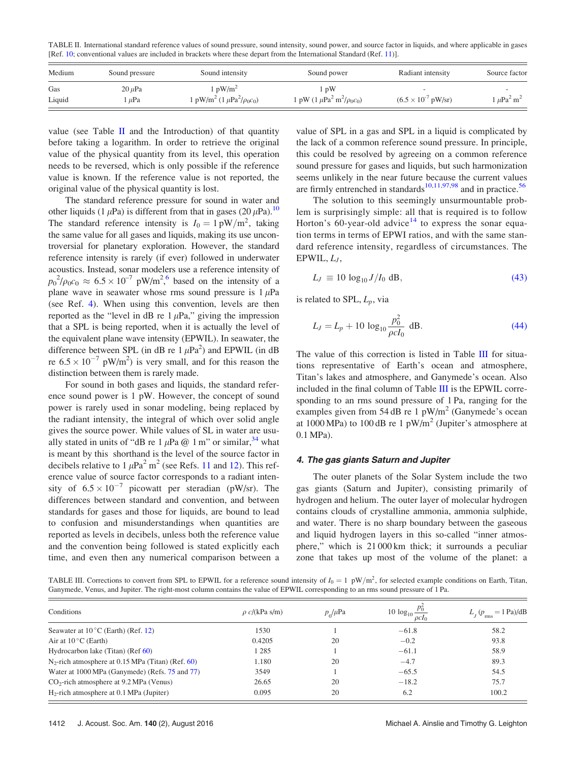TABLE II. International standard reference values of sound pressure, sound intensity, sound power, and source factor in liquids, and where applicable in gases [Ref. 10; conventional values are included in brackets where these depart from the International Standard (Ref. 11)].

| Medium | Sound pressure | Sound intensity | Sound power | Radiant intensity | Source factor |
|---|---|---|---|---|---|
| Gas | 20 $\mu$Pa | 1 pW/m$^2$ | 1 pW | - | - |
| Liquid | 1 $\mu$Pa | 1 pW/m$^2$ (1 $\mu$Pa$^2$/$\rho_0 c_0$) | 1 pW (1 $\mu$Pa$^2$ m$^2$/$\rho_0 c_0$) | ($6.5 \times 10^{-7}$ pW/sr) | 1 $\mu$Pa$^2$ m$^2$ |

value (see Table II and the Introduction) of that quantity before taking a logarithm. In order to retrieve the original value of the physical quantity from its level, this operation needs to be reversed, which is only possible if the reference value is known. If the reference value is not reported, the original value of the physical quantity is lost.

The standard reference pressure for sound in water and other liquids (1 $\mu$Pa) is different from that in gases (20 $\mu$Pa).[10] The standard reference intensity is $I_0 = 1\,\mathrm{pW/m^2}$, taking the same value for all gases and liquids, making its use uncontroversial for planetary exploration. However, the standard reference intensity is rarely (if ever) followed in underwater acoustics. Instead, sonar modelers use a reference intensity of $p_0{}^2/\rho_0 c_0 \approx 6.5 \times 10^{-7}$ pW/m$^2$,[6] based on the intensity of a plane wave in seawater whose rms sound pressure is 1 $\mu$Pa (see Ref. 4). When using this convention, levels are then reported as the "level in dB re 1 $\mu$Pa," giving the impression that a SPL is being reported, when it is actually the level of the equivalent plane wave intensity (EPWIL). In seawater, the difference between SPL (in dB re 1 $\mu$Pa$^2$) and EPWIL (in dB re $6.5 \times 10^{-7}$ pW/m$^2$) is very small, and for this reason the distinction between them is rarely made.

For sound in both gases and liquids, the standard reference sound power is 1 pW. However, the concept of sound power is rarely used in sonar modeling, being replaced by the radiant intensity, the integral of which over solid angle gives the source power. While values of SL in water are usually stated in units of "dB re 1 $\mu$Pa @ 1 m" or similar,[34] what is meant by this shorthand is the level of the source factor in decibels relative to 1 $\mu$Pa$^2$ m$^2$ (see Refs. 11 and 12). This reference value of source factor corresponds to a radiant intensity of $6.5 \times 10^{-7}$ picowatt per steradian (pW/sr). The differences between standard and convention, and between standards for gases and those for liquids, are bound to lead to confusion and misunderstandings when quantities are reported as levels in decibels, unless both the reference value and the convention being followed is stated explicitly each time, and even then any numerical comparison between a value of SPL in a gas and SPL in a liquid is complicated by the lack of a common reference sound pressure. In principle, this could be resolved by agreeing on a common reference sound pressure for gases and liquids, but such harmonization seems unlikely in the near future because the current values are firmly entrenched in standards[10,11,97,98] and in practice.[56]

The solution to this seemingly unsurmountable problem is surprisingly simple: all that is required is to follow Horton's 60-year-old advice[14] to express the sonar equation terms in terms of EPWI ratios, and with the same standard reference intensity, regardless of circumstances. The EPWIL, $L_J$,

$$L_J \equiv 10 \log_{10} J/I_0 \text{ dB}, \tag{43}$$

is related to SPL, $L_p$, via

$$L_J = L_p + 10 \log_{10} \frac{p_0^2}{\rho c I_0} \text{ dB}. \tag{44}$$

The value of this correction is listed in Table III for situations representative of Earth's ocean and atmosphere, Titan's lakes and atmosphere, and Ganymede's ocean. Also included in the final column of Table III is the EPWIL corresponding to an rms sound pressure of 1 Pa, ranging for the examples given from 54 dB re 1 pW/m$^2$ (Ganymede's ocean at 1000 MPa) to 100 dB re 1 pW/m$^2$ (Jupiter's atmosphere at 0.1 MPa).

#### 4. The gas giants Saturn and Jupiter

The outer planets of the Solar System include the two gas giants (Saturn and Jupiter), consisting primarily of hydrogen and helium. The outer layer of molecular hydrogen contains clouds of crystalline ammonia, ammonia sulphide, and water. There is no sharp boundary between the gaseous and liquid hydrogen layers in this so-called "inner atmosphere," which is 21 000 km thick; it surrounds a peculiar zone that takes up most of the volume of the planet: a

TABLE III. Corrections to convert from SPL to EPWIL for a reference sound intensity of $I_0 = 1$ pW/m$^2$, for selected example conditions on Earth, Titan, Ganymede, Venus, and Jupiter. The right-most column contains the value of EPWIL corresponding to an rms sound pressure of 1 Pa.

| Conditions | $\rho c$/(kPa s/m) | $p_0$/$\mu$Pa | $10 \log_{10} \frac{p_0^2}{\rho c I_0}$ | $L_J$ ($p_{\mathrm{rms}}$ = 1 Pa)/dB |
|---|---|---|---|---|
| Seawater at 10 °C (Earth) (Ref. 12) | 1530 | 1 | −61.8 | 58.2 |
| Air at 10 °C (Earth) | 0.4205 | 20 | −0.2 | 93.8 |
| Hydrocarbon lake (Titan) (Ref 60) | 1 285 | 1 | −61.1 | 58.9 |
| $N_2$-rich atmosphere at 0.15 MPa (Titan) (Ref. 60) | 1.180 | 20 | −4.7 | 89.3 |
| Water at 1000 MPa (Ganymede) (Refs. 75 and 77) | 3549 | 1 | −65.5 | 54.5 |
| $CO_2$-rich atmosphere at 9.2 MPa (Venus) | 26.65 | 20 | −18.2 | 75.7 |
| $H_2$-rich atmosphere at 0.1 MPa (Jupiter) | 0.095 | 20 | 6.2 | 100.2 |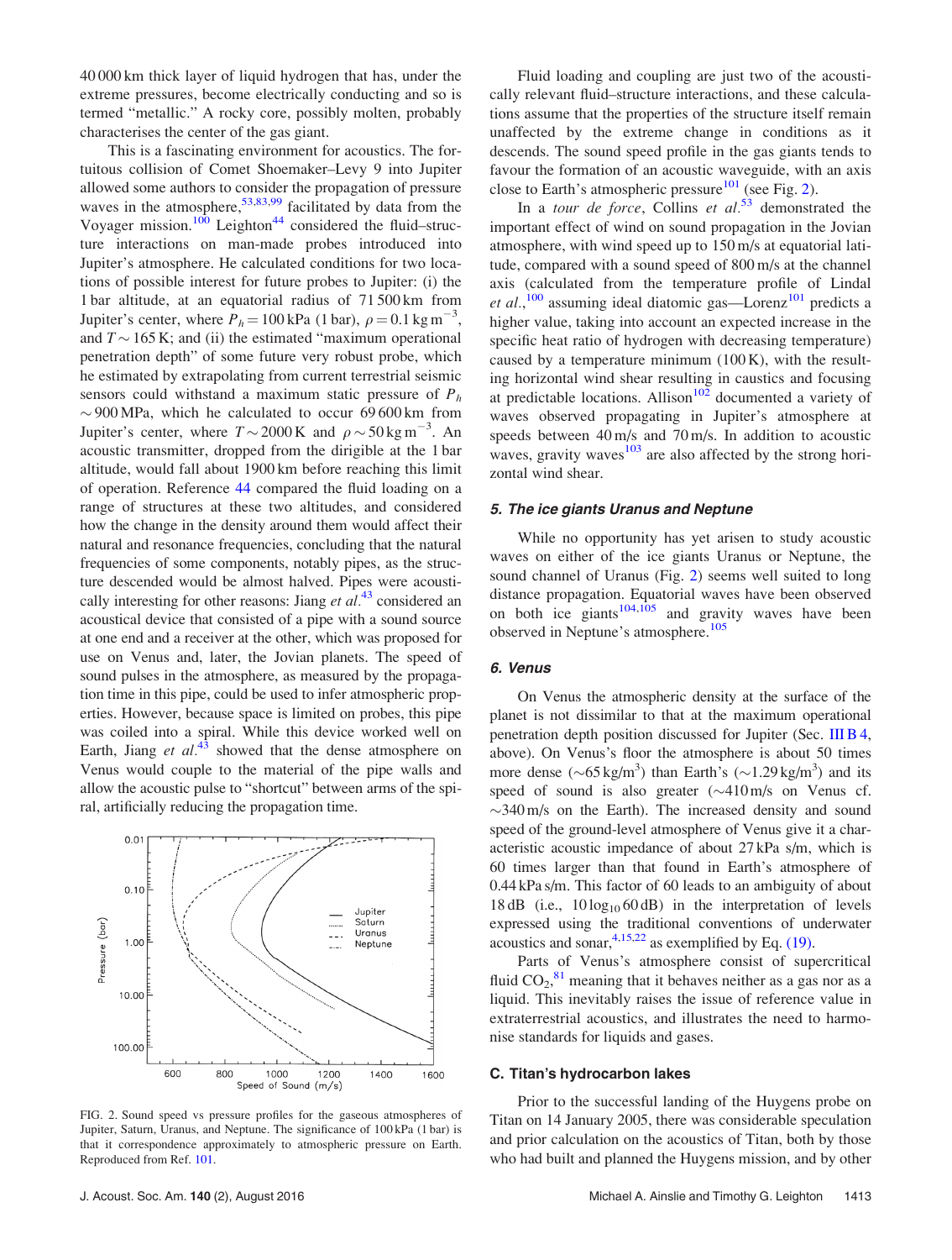40 000 km thick layer of liquid hydrogen that has, under the extreme pressures, become electrically conducting and so is termed "metallic." A rocky core, possibly molten, probably characterises the center of the gas giant.

This is a fascinating environment for acoustics. The fortuitous collision of Comet Shoemaker–Levy 9 into Jupiter allowed some authors to consider the propagation of pressure waves in the atmosphere,[53,83,99] facilitated by data from the Voyager mission.[100] Leighton[44] considered the fluid–structure interactions on man-made probes introduced into Jupiter's atmosphere. He calculated conditions for two locations of possible interest for future probes to Jupiter: (i) the 1 bar altitude, at an equatorial radius of 71 500 km from Jupiter's center, where $P_h = 100$ kPa (1 bar), $\rho = 0.1\ \mathrm{kg\,m^{-3}}$, and $T \sim 165$ K; and (ii) the estimated "maximum operational penetration depth" of some future very robust probe, which he estimated by extrapolating from current terrestrial seismic sensors could withstand a maximum static pressure of $P_h \sim 900$ MPa, which he calculated to occur 69 600 km from Jupiter's center, where $T \sim 2000$ K and $\rho \sim 50\ \mathrm{kg\,m^{-3}}$. An acoustic transmitter, dropped from the dirigible at the 1 bar altitude, would fall about 1900 km before reaching this limit of operation. Reference 44 compared the fluid loading on a range of structures at these two altitudes, and considered how the change in the density around them would affect their natural and resonance frequencies, concluding that the natural frequencies of some components, notably pipes, as the structure descended would be almost halved. Pipes were acoustically interesting for other reasons: Jiang *et al.*[43] considered an acoustical device that consisted of a pipe with a sound source at one end and a receiver at the other, which was proposed for use on Venus and, later, the Jovian planets. The speed of sound pulses in the atmosphere, as measured by the propagation time in this pipe, could be used to infer atmospheric properties. However, because space is limited on probes, this pipe was coiled into a spiral. While this device worked well on Earth, Jiang *et al.*[43] showed that the dense atmosphere on Venus would couple to the material of the pipe walls and allow the acoustic pulse to "shortcut" between arms of the spiral, artificially reducing the propagation time.

FIG. 2. Sound speed vs pressure profiles for the gaseous atmospheres of Jupiter, Saturn, Uranus, and Neptune. The significance of 100 kPa (1 bar) is that it correspondence approximately to atmospheric pressure on Earth. Reproduced from Ref. 101.

Fluid loading and coupling are just two of the acoustically relevant fluid–structure interactions, and these calculations assume that the properties of the structure itself remain unaffected by the extreme change in conditions as it descends. The sound speed profile in the gas giants tends to favour the formation of an acoustic waveguide, with an axis close to Earth's atmospheric pressure[101] (see Fig. 2).

In a *tour de force*, Collins *et al.*[53] demonstrated the important effect of wind on sound propagation in the Jovian atmosphere, with wind speed up to 150 m/s at equatorial latitude, compared with a sound speed of 800 m/s at the channel axis (calculated from the temperature profile of Lindal *et al.*,[100] assuming ideal diatomic gas—Lorenz[101] predicts a higher value, taking into account an expected increase in the specific heat ratio of hydrogen with decreasing temperature) caused by a temperature minimum (100 K), with the resulting horizontal wind shear resulting in caustics and focusing at predictable locations. Allison[102] documented a variety of waves observed propagating in Jupiter's atmosphere at speeds between 40 m/s and 70 m/s. In addition to acoustic waves, gravity waves[103] are also affected by the strong horizontal wind shear.

#### 5. The ice giants Uranus and Neptune

While no opportunity has yet arisen to study acoustic waves on either of the ice giants Uranus or Neptune, the sound channel of Uranus (Fig. 2) seems well suited to long distance propagation. Equatorial waves have been observed on both ice giants[104,105] and gravity waves have been observed in Neptune's atmosphere.[105]

#### 6. Venus

On Venus the atmospheric density at the surface of the planet is not dissimilar to that at the maximum operational penetration depth position discussed for Jupiter (Sec. III B 4, above). On Venus's floor the atmosphere is about 50 times more dense ($\sim$65 kg/m$^3$) than Earth's ($\sim$1.29 kg/m$^3$) and its speed of sound is also greater ($\sim$410 m/s on Venus cf. $\sim$340 m/s on the Earth). The increased density and sound speed of the ground-level atmosphere of Venus give it a characteristic acoustic impedance of about 27 kPa s/m, which is 60 times larger than that found in Earth's atmosphere of 0.44 kPa s/m. This factor of 60 leads to an ambiguity of about 18 dB (i.e., $10 \log_{10} 60$ dB) in the interpretation of levels expressed using the traditional conventions of underwater acoustics and sonar,[4,15,22] as exemplified by Eq. (19).

Parts of Venus's atmosphere consist of supercritical fluid $CO_2$,[81] meaning that it behaves neither as a gas nor as a liquid. This inevitably raises the issue of reference value in extraterrestrial acoustics, and illustrates the need to harmonise standards for liquids and gases.

### C. Titan's hydrocarbon lakes

Prior to the successful landing of the Huygens probe on Titan on 14 January 2005, there was considerable speculation and prior calculation on the acoustics of Titan, both by those who had built and planned the Huygens mission, and by other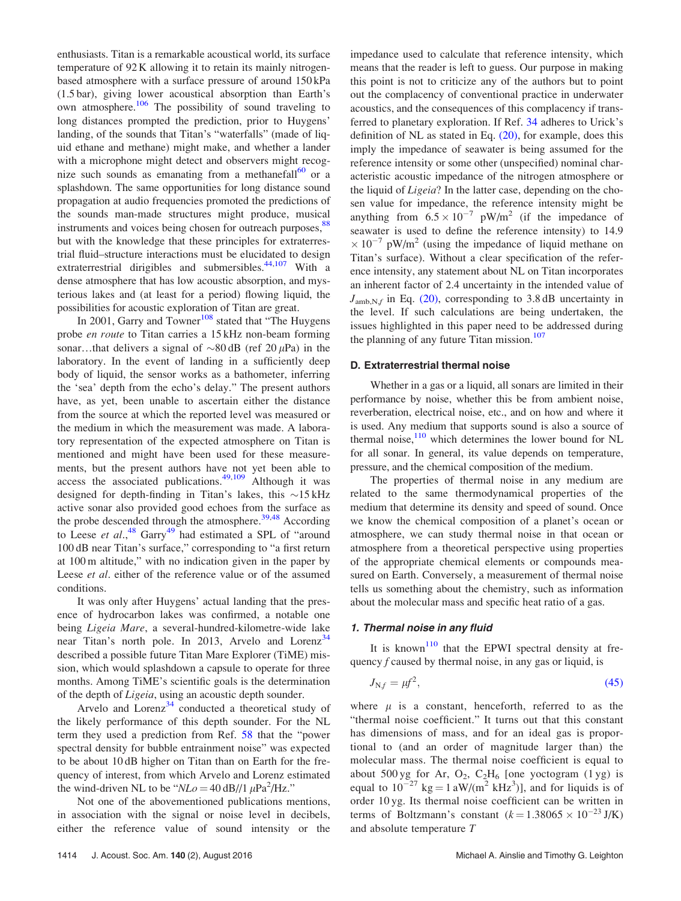enthusiasts. Titan is a remarkable acoustical world, its surface temperature of 92 K allowing it to retain its mainly nitrogen-based atmosphere with a surface pressure of around 150 kPa (1.5 bar), giving lower acoustical absorption than Earth's own atmosphere.[106] The possibility of sound traveling to long distances prompted the prediction, prior to Huygens' landing, of the sounds that Titan's "waterfalls" (made of liquid ethane and methane) might make, and whether a lander with a microphone might detect and observers might recognize such sounds as emanating from a methanefall[60] or a splashdown. The same opportunities for long distance sound propagation at audio frequencies promoted the predictions of the sounds man-made structures might produce, musical instruments and voices being chosen for outreach purposes,[88] but with the knowledge that these principles for extraterrestrial fluid–structure interactions must be elucidated to design extraterrestrial dirigibles and submersibles.[44,107] With a dense atmosphere that has low acoustic absorption, and mysterious lakes and (at least for a period) flowing liquid, the possibilities for acoustic exploration of Titan are great.

In 2001, Garry and Towner[108] stated that "The Huygens probe *en route* to Titan carries a 15 kHz non-beam forming sonar…that delivers a signal of ~80 dB (ref 20 $\mu$Pa) in the laboratory. In the event of landing in a sufficiently deep body of liquid, the sensor works as a bathometer, inferring the 'sea' depth from the echo's delay." The present authors have, as yet, been unable to ascertain either the distance from the source at which the reported level was measured or the medium in which the measurement was made. A laboratory representation of the expected atmosphere on Titan is mentioned and might have been used for these measurements, but the present authors have not yet been able to access the associated publications.[49,109] Although it was designed for depth-finding in Titan's lakes, this ~15 kHz active sonar also provided good echoes from the surface as the probe descended through the atmosphere.[39,48] According to Leese *et al.*,[48] Garry[49] had estimated a SPL of "around 100 dB near Titan's surface," corresponding to "a first return at 100 m altitude," with no indication given in the paper by Leese *et al*. either of the reference value or of the assumed conditions.

It was only after Huygens' actual landing that the presence of hydrocarbon lakes was confirmed, a notable one being *Ligeia Mare*, a several-hundred-kilometre-wide lake near Titan's north pole. In 2013, Arvelo and Lorenz[34] described a possible future Titan Mare Explorer (TiME) mission, which would splashdown a capsule to operate for three months. Among TiME's scientific goals is the determination of the depth of *Ligeia*, using an acoustic depth sounder.

Arvelo and Lorenz[34] conducted a theoretical study of the likely performance of this depth sounder. For the NL term they used a prediction from Ref. 58 that the "power spectral density for bubble entrainment noise" was expected to be about 10 dB higher on Titan than on Earth for the frequency of interest, from which Arvelo and Lorenz estimated the wind-driven NL to be "*NLo* = 40 dB//1 $\mu$Pa$^2$/Hz."

Not one of the abovementioned publications mentions, in association with the signal or noise level in decibels, either the reference value of sound intensity or the impedance used to calculate that reference intensity, which means that the reader is left to guess. Our purpose in making this point is not to criticize any of the authors but to point out the complacency of conventional practice in underwater acoustics, and the consequences of this complacency if transferred to planetary exploration. If Ref. 34 adheres to Urick's definition of NL as stated in Eq. (20), for example, does this imply the impedance of seawater is being assumed for the reference intensity or some other (unspecified) nominal characteristic acoustic impedance of the nitrogen atmosphere or the liquid of *Ligeia*? In the latter case, depending on the chosen value for impedance, the reference intensity might be anything from $6.5 \times 10^{-7}$ pW/m$^2$ (if the impedance of seawater is used to define the reference intensity) to 14.9 $\times 10^{-7}$ pW/m$^2$ (using the impedance of liquid methane on Titan's surface). Without a clear specification of the reference intensity, any statement about NL on Titan incorporates an inherent factor of 2.4 uncertainty in the intended value of $J_{\mathrm{amb,N},f}$ in Eq. (20), corresponding to 3.8 dB uncertainty in the level. If such calculations are being undertaken, the issues highlighted in this paper need to be addressed during the planning of any future Titan mission.[107]

### D. Extraterrestrial thermal noise

Whether in a gas or a liquid, all sonars are limited in their performance by noise, whether this be from ambient noise, reverberation, electrical noise, etc., and on how and where it is used. Any medium that supports sound is also a source of thermal noise,[110] which determines the lower bound for NL for all sonar. In general, its value depends on temperature, pressure, and the chemical composition of the medium.

The properties of thermal noise in any medium are related to the same thermodynamical properties of the medium that determine its density and speed of sound. Once we know the chemical composition of a planet's ocean or atmosphere, we can study thermal noise in that ocean or atmosphere from a theoretical perspective using properties of the appropriate chemical elements or compounds measured on Earth. Conversely, a measurement of thermal noise tells us something about the chemistry, such as information about the molecular mass and specific heat ratio of a gas.

#### 1. Thermal noise in any fluid

It is known[110] that the EPWI spectral density at frequency $f$ caused by thermal noise, in any gas or liquid, is

$$J_{\mathrm{N},f} = \mu f^2, \tag{45}$$

where $\mu$ is a constant, henceforth, referred to as the "thermal noise coefficient." It turns out that this constant has dimensions of mass, and for an ideal gas is proportional to (and an order of magnitude larger than) the molecular mass. The thermal noise coefficient is equal to about 500 yg for Ar, $O_2$, $C_2H_6$ [one yoctogram (1 yg) is equal to $10^{-27}$ kg = 1 aW/(m$^2$ kHz$^3$)], and for liquids is of order 10 yg. Its thermal noise coefficient can be written in terms of Boltzmann's constant ($k = 1.38065 \times 10^{-23}$ J/K) and absolute temperature $T$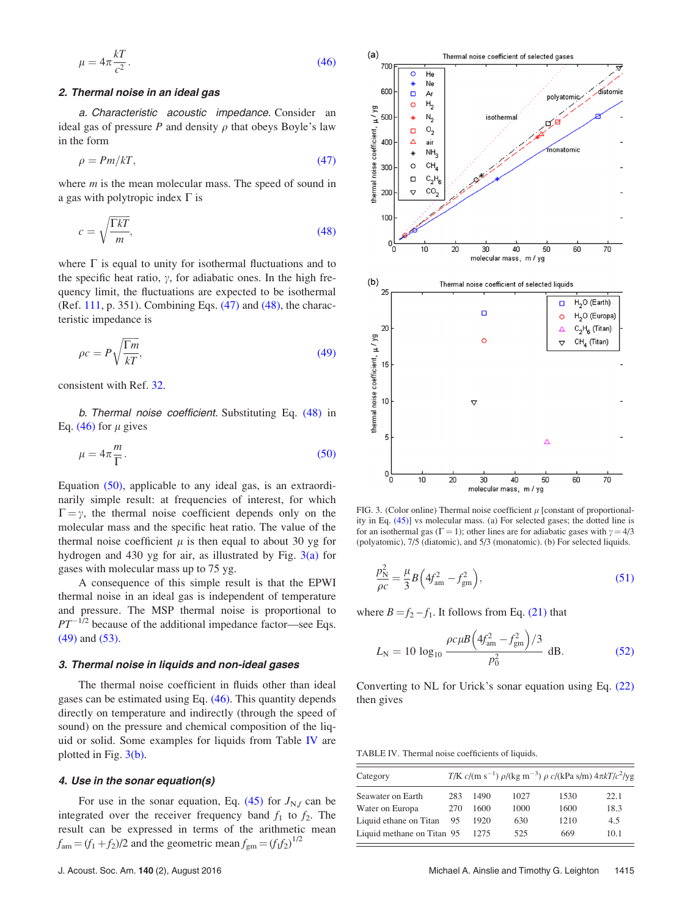$$\mu = 4\pi \frac{kT}{c^2}. \tag{46}$$

### 2. Thermal noise in an ideal gas

*a. Characteristic acoustic impedance.* Consider an ideal gas of pressure $P$ and density $\rho$ that obeys Boyle's law in the form

$$\rho = Pm/kT, \tag{47}$$

where $m$ is the mean molecular mass. The speed of sound in a gas with polytropic index $\Gamma$ is

$$c = \sqrt{\frac{\Gamma kT}{m}}, \tag{48}$$

where $\Gamma$ is equal to unity for isothermal fluctuations and to the specific heat ratio, $\gamma$, for adiabatic ones. In the high frequency limit, the fluctuations are expected to be isothermal (Ref. 111, p. 351). Combining Eqs. (47) and (48), the characteristic impedance is

$$\rho c = P\sqrt{\frac{\Gamma m}{kT}}, \tag{49}$$

consistent with Ref. 32.

*b. Thermal noise coefficient.* Substituting Eq. (48) in Eq. (46) for $\mu$ gives

$$\mu = 4\pi \frac{m}{\Gamma}. \tag{50}$$

Equation (50), applicable to any ideal gas, is an extraordinarily simple result: at frequencies of interest, for which $\Gamma = \gamma$, the thermal noise coefficient depends only on the molecular mass and the specific heat ratio. The value of the thermal noise coefficient $\mu$ is then equal to about 30 yg for hydrogen and 430 yg for air, as illustrated by Fig. 3(a) for gases with molecular mass up to 75 yg.

A consequence of this simple result is that the EPWI thermal noise in an ideal gas is independent of temperature and pressure. The MSP thermal noise is proportional to $PT^{-1/2}$ because of the additional impedance factor—see Eqs. (49) and (53).

### 3. Thermal noise in liquids and non-ideal gases

The thermal noise coefficient in fluids other than ideal gases can be estimated using Eq. (46). This quantity depends directly on temperature and indirectly (through the speed of sound) on the pressure and chemical composition of the liquid or solid. Some examples for liquids from Table IV are plotted in Fig. 3(b).

### 4. Use in the sonar equation(s)

For use in the sonar equation, Eq. (45) for $J_{N,f}$ can be integrated over the receiver frequency band $f_1$ to $f_2$. The result can be expressed in terms of the arithmetic mean $f_{am} = (f_1 + f_2)/2$ and the geometric mean $f_{gm} = (f_1 f_2)^{1/2}$

FIG. 3. (Color online) Thermal noise coefficient $\mu$ [constant of proportionality in Eq. (45)] vs molecular mass. (a) For selected gases; the dotted line is for an isothermal gas ($\Gamma = 1$); other lines are for adiabatic gases with $\gamma = 4/3$ (polyatomic), 7/5 (diatomic), and 5/3 (monatomic). (b) For selected liquids.

$$\frac{p_N^2}{\rho c} = \frac{\mu}{3} B\left(4f_{am}^2 - f_{gm}^2\right), \tag{51}$$

where $B = f_2 - f_1$. It follows from Eq. (21) that

$$L_N = 10\log_{10}\frac{\rho c \mu B\left(4f_{am}^2 - f_{gm}^2\right)/3}{p_0^2}\ \text{dB}. \tag{52}$$

Converting to NL for Urick's sonar equation using Eq. (22) then gives

TABLE IV. Thermal noise coefficients of liquids.

| Category | $T$/K | $c$/(m s$^{-1}$) | $\rho$/(kg m$^{-3}$) | $\rho$ $c$/(kPa s/m) | $4\pi kT/c^2$/yg |
|---|---|---|---|---|---|
| Seawater on Earth | 283 | 1490 | 1027 | 1530 | 22.1 |
| Water on Europa | 270 | 1600 | 1000 | 1600 | 18.3 |
| Liquid ethane on Titan | 95 | 1920 | 630 | 1210 | 4.5 |
| Liquid methane on Titan | 95 | 1275 | 525 | 669 | 10.1 |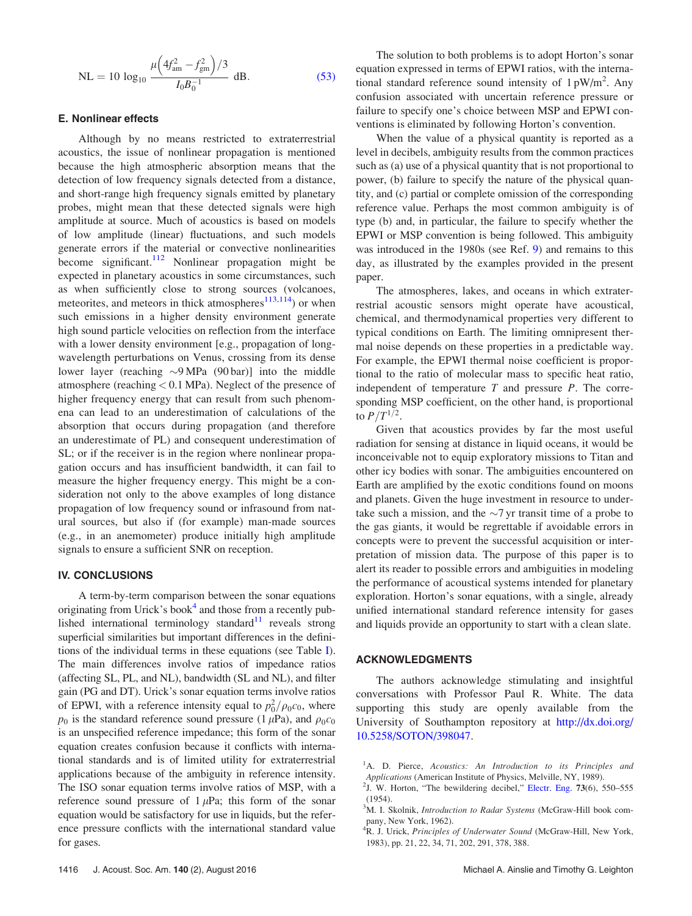$$\mathrm{NL} = 10\,\log_{10}\frac{\mu\left(4f_{\mathrm{am}}^2 - f_{\mathrm{gm}}^2\right)/3}{I_0 B_0^{-1}}\ \mathrm{dB}. \tag{53}$$

### E. Nonlinear effects

Although by no means restricted to extraterrestrial acoustics, the issue of nonlinear propagation is mentioned because the high atmospheric absorption means that the detection of low frequency signals detected from a distance, and short-range high frequency signals emitted by planetary probes, might mean that these detected signals were high amplitude at source. Much of acoustics is based on models of low amplitude (linear) fluctuations, and such models generate errors if the material or convective nonlinearities become significant.[112] Nonlinear propagation might be expected in planetary acoustics in some circumstances, such as when sufficiently close to strong sources (volcanoes, meteorites, and meteors in thick atmospheres[113,114]) or when such emissions in a higher density environment generate high sound particle velocities on reflection from the interface with a lower density environment [e.g., propagation of long-wavelength perturbations on Venus, crossing from its dense lower layer (reaching ~9 MPa (90 bar)] into the middle atmosphere (reaching < 0.1 MPa). Neglect of the presence of higher frequency energy that can result from such phenomena can lead to an underestimation of calculations of the absorption that occurs during propagation (and therefore an underestimate of PL) and consequent underestimation of SL; or if the receiver is in the region where nonlinear propagation occurs and has insufficient bandwidth, it can fail to measure the higher frequency energy. This might be a consideration not only to the above examples of long distance propagation of low frequency sound or infrasound from natural sources, but also if (for example) man-made sources (e.g., in an anemometer) produce initially high amplitude signals to ensure a sufficient SNR on reception.

## IV. CONCLUSIONS

A term-by-term comparison between the sonar equations originating from Urick's book[4] and those from a recently published international terminology standard[11] reveals strong superficial similarities but important differences in the definitions of the individual terms in these equations (see Table I). The main differences involve ratios of impedance ratios (affecting SL, PL, and NL), bandwidth (SL and NL), and filter gain (PG and DT). Urick's sonar equation terms involve ratios of EPWI, with a reference intensity equal to $p_0^2/\rho_0 c_0$, where $p_0$ is the standard reference sound pressure (1 $\mu$Pa), and $\rho_0 c_0$ is an unspecified reference impedance; this form of the sonar equation creates confusion because it conflicts with international standards and is of limited utility for extraterrestrial applications because of the ambiguity in reference intensity. The ISO sonar equation terms involve ratios of MSP, with a reference sound pressure of 1 $\mu$Pa; this form of the sonar equation would be satisfactory for use in liquids, but the reference pressure conflicts with the international standard value for gases.

The solution to both problems is to adopt Horton's sonar equation expressed in terms of EPWI ratios, with the international standard reference sound intensity of 1 pW/m$^2$. Any confusion associated with uncertain reference pressure or failure to specify one's choice between MSP and EPWI conventions is eliminated by following Horton's convention.

When the value of a physical quantity is reported as a level in decibels, ambiguity results from the common practices such as (a) use of a physical quantity that is not proportional to power, (b) failure to specify the nature of the physical quantity, and (c) partial or complete omission of the corresponding reference value. Perhaps the most common ambiguity is of type (b) and, in particular, the failure to specify whether the EPWI or MSP convention is being followed. This ambiguity was introduced in the 1980s (see Ref. 9) and remains to this day, as illustrated by the examples provided in the present paper.

The atmospheres, lakes, and oceans in which extraterrestrial acoustic sensors might operate have acoustical, chemical, and thermodynamical properties very different to typical conditions on Earth. The limiting omnipresent thermal noise depends on these properties in a predictable way. For example, the EPWI thermal noise coefficient is proportional to the ratio of molecular mass to specific heat ratio, independent of temperature $T$ and pressure $P$. The corresponding MSP coefficient, on the other hand, is proportional to $P/T^{1/2}$.

Given that acoustics provides by far the most useful radiation for sensing at distance in liquid oceans, it would be inconceivable not to equip exploratory missions to Titan and other icy bodies with sonar. The ambiguities encountered on Earth are amplified by the exotic conditions found on moons and planets. Given the huge investment in resource to undertake such a mission, and the ~7 yr transit time of a probe to the gas giants, it would be regrettable if avoidable errors in concepts were to prevent the successful acquisition or interpretation of mission data. The purpose of this paper is to alert its reader to possible errors and ambiguities in modeling the performance of acoustical systems intended for planetary exploration. Horton's sonar equations, with a single, already unified international standard reference intensity for gases and liquids provide an opportunity to start with a clean slate.

## ACKNOWLEDGMENTS

The authors acknowledge stimulating and insightful conversations with Professor Paul R. White. The data supporting this study are openly available from the University of Southampton repository at http://dx.doi.org/10.5258/SOTON/398047.

[1] A. D. Pierce, *Acoustics: An Introduction to its Principles and Applications* (American Institute of Physics, Melville, NY, 1989).

[2] J. W. Horton, "The bewildering decibel," Electr. Eng. **73**(6), 550–555 (1954).

[3] M. I. Skolnik, *Introduction to Radar Systems* (McGraw-Hill book company, New York, 1962).

[4] R. J. Urick, *Principles of Underwater Sound* (McGraw-Hill, New York, 1983), pp. 21, 22, 34, 71, 202, 291, 378, 388.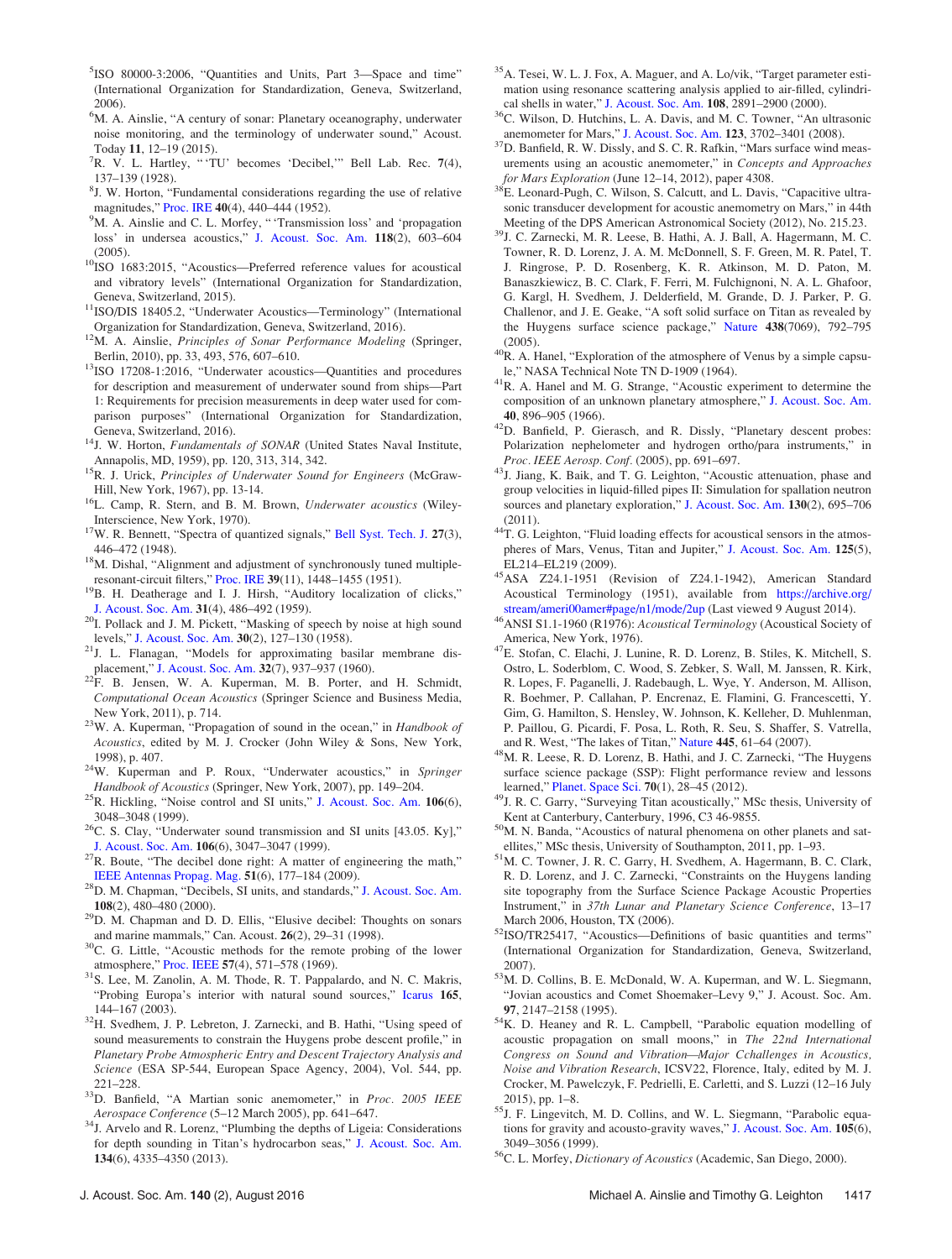[5]ISO 80000-3:2006, "Quantities and Units, Part 3—Space and time" (International Organization for Standardization, Geneva, Switzerland, 2006).

[6]M. A. Ainslie, "A century of sonar: Planetary oceanography, underwater noise monitoring, and the terminology of underwater sound," Acoust. Today **11**, 12–19 (2015).

[7]R. V. L. Hartley, "'TU' becomes 'Decibel,'" Bell Lab. Rec. **7**(4), 137–139 (1928).

[8]J. W. Horton, "Fundamental considerations regarding the use of relative magnitudes," Proc. IRE **40**(4), 440–444 (1952).

[9]M. A. Ainslie and C. L. Morfey, "'Transmission loss' and 'propagation loss' in undersea acoustics," J. Acoust. Soc. Am. **118**(2), 603–604 (2005).

[10]ISO 1683:2015, "Acoustics—Preferred reference values for acoustical and vibratory levels" (International Organization for Standardization, Geneva, Switzerland, 2015).

[11]ISO/DIS 18405.2, "Underwater Acoustics—Terminology" (International Organization for Standardization, Geneva, Switzerland, 2016).

[12]M. A. Ainslie, *Principles of Sonar Performance Modeling* (Springer, Berlin, 2010), pp. 33, 493, 576, 607–610.

[13]ISO 17208-1:2016, "Underwater acoustics—Quantities and procedures for description and measurement of underwater sound from ships—Part 1: Requirements for precision measurements in deep water used for comparison purposes" (International Organization for Standardization, Geneva, Switzerland, 2016).

[14]J. W. Horton, *Fundamentals of SONAR* (United States Naval Institute, Annapolis, MD, 1959), pp. 120, 313, 314, 342.

[15]R. J. Urick, *Principles of Underwater Sound for Engineers* (McGraw-Hill, New York, 1967), pp. 13-14.

[16]L. Camp, R. Stern, and B. M. Brown, *Underwater acoustics* (Wiley-Interscience, New York, 1970).

[17]W. R. Bennett, "Spectra of quantized signals," Bell Syst. Tech. J. **27**(3), 446–472 (1948).

[18]M. Dishal, "Alignment and adjustment of synchronously tuned multiple-resonant-circuit filters," Proc. IRE **39**(11), 1448–1455 (1951).

[19]B. H. Deatherage and I. J. Hirsh, "Auditory localization of clicks," J. Acoust. Soc. Am. **31**(4), 486–492 (1959).

[20]I. Pollack and J. M. Pickett, "Masking of speech by noise at high sound levels," J. Acoust. Soc. Am. **30**(2), 127–130 (1958).

[21]J. L. Flanagan, "Models for approximating basilar membrane displacement," J. Acoust. Soc. Am. **32**(7), 937–937 (1960).

[22]F. B. Jensen, W. A. Kuperman, M. B. Porter, and H. Schmidt, *Computational Ocean Acoustics* (Springer Science and Business Media, New York, 2011), p. 714.

[23]W. A. Kuperman, "Propagation of sound in the ocean," in *Handbook of Acoustics*, edited by M. J. Crocker (John Wiley & Sons, New York, 1998), p. 407.

[24]W. Kuperman and P. Roux, "Underwater acoustics," in *Springer Handbook of Acoustics* (Springer, New York, 2007), pp. 149–204.

[25]R. Hickling, "Noise control and SI units," J. Acoust. Soc. Am. **106**(6), 3048–3048 (1999).

[26]C. S. Clay, "Underwater sound transmission and SI units [43.05. Ky]," J. Acoust. Soc. Am. **106**(6), 3047–3047 (1999).

[27]R. Boute, "The decibel done right: A matter of engineering the math," IEEE Antennas Propag. Mag. **51**(6), 177–184 (2009).

[28]D. M. Chapman, "Decibels, SI units, and standards," J. Acoust. Soc. Am. **108**(2), 480–480 (2000).

[29]D. M. Chapman and D. D. Ellis, "Elusive decibel: Thoughts on sonars and marine mammals," Can. Acoust. **26**(2), 29–31 (1998).

[30]C. G. Little, "Acoustic methods for the remote probing of the lower atmosphere," Proc. IEEE **57**(4), 571–578 (1969).

[31]S. Lee, M. Zanolin, A. M. Thode, R. T. Pappalardo, and N. C. Makris, "Probing Europa's interior with natural sound sources," Icarus **165**, 144–167 (2003).

[32]H. Svedhem, J. P. Lebreton, J. Zarnecki, and B. Hathi, "Using speed of sound measurements to constrain the Huygens probe descent profile," in *Planetary Probe Atmospheric Entry and Descent Trajectory Analysis and Science* (ESA SP-544, European Space Agency, 2004), Vol. 544, pp. 221–228.

[33]D. Banfield, "A Martian sonic anemometer," in *Proc. 2005 IEEE Aerospace Conference* (5–12 March 2005), pp. 641–647.

[34]J. Arvelo and R. Lorenz, "Plumbing the depths of Ligeia: Considerations for depth sounding in Titan's hydrocarbon seas," J. Acoust. Soc. Am. **134**(6), 4335–4350 (2013).

[35]A. Tesei, W. L. J. Fox, A. Maguer, and A. Lo/vik, "Target parameter estimation using resonance scattering analysis applied to air-filled, cylindrical shells in water," J. Acoust. Soc. Am. **108**, 2891–2900 (2000).

[36]C. Wilson, D. Hutchins, L. A. Davis, and M. C. Towner, "An ultrasonic anemometer for Mars," J. Acoust. Soc. Am. **123**, 3702–3401 (2008).

[37]D. Banfield, R. W. Dissly, and S. C. R. Rafkin, "Mars surface wind measurements using an acoustic anemometer," in *Concepts and Approaches for Mars Exploration* (June 12–14, 2012), paper 4308.

[38]E. Leonard-Pugh, C. Wilson, S. Calcutt, and L. Davis, "Capacitive ultrasonic transducer development for acoustic anemometry on Mars," in 44th Meeting of the DPS American Astronomical Society (2012), No. 215.23.

[39]J. C. Zarnecki, M. R. Leese, B. Hathi, A. J. Ball, A. Hagermann, M. C. Towner, R. D. Lorenz, J. A. M. McDonnell, S. F. Green, M. R. Patel, T. J. Ringrose, P. D. Rosenberg, K. R. Atkinson, M. D. Paton, M. Banaszkiewicz, B. C. Clark, F. Ferri, M. Fulchignoni, N. A. L. Ghafoor, G. Kargl, H. Svedhem, J. Delderfield, M. Grande, D. J. Parker, P. G. Challenor, and J. E. Geake, "A soft solid surface on Titan as revealed by the Huygens surface science package," Nature **438**(7069), 792–795 (2005).

[40]R. A. Hanel, "Exploration of the atmosphere of Venus by a simple capsule," NASA Technical Note TN D-1909 (1964).

[41]R. A. Hanel and M. G. Strange, "Acoustic experiment to determine the composition of an unknown planetary atmosphere," J. Acoust. Soc. Am. **40**, 896–905 (1966).

[42]D. Banfield, P. Gierasch, and R. Dissly, "Planetary descent probes: Polarization nephelometer and hydrogen ortho/para instruments," in *Proc. IEEE Aerosp. Conf.* (2005), pp. 691–697.

[43]J. Jiang, K. Baik, and T. G. Leighton, "Acoustic attenuation, phase and group velocities in liquid-filled pipes II: Simulation for spallation neutron sources and planetary exploration," J. Acoust. Soc. Am. **130**(2), 695–706 (2011).

[44]T. G. Leighton, "Fluid loading effects for acoustical sensors in the atmospheres of Mars, Venus, Titan and Jupiter," J. Acoust. Soc. Am. **125**(5), EL214–EL219 (2009).

[45]ASA Z24.1-1951 (Revision of Z24.1-1942), American Standard Acoustical Terminology (1951), available from https://archive.org/stream/ameri00amer#page/n1/mode/2up (Last viewed 9 August 2014).

[46]ANSI S1.1-1960 (R1976): *Acoustical Terminology* (Acoustical Society of America, New York, 1976).

[47]E. Stofan, C. Elachi, J. Lunine, R. D. Lorenz, B. Stiles, K. Mitchell, S. Ostro, L. Soderblom, C. Wood, S. Zebker, S. Wall, M. Janssen, R. Kirk, R. Lopes, F. Paganelli, J. Radebaugh, L. Wye, Y. Anderson, M. Allison, R. Boehmer, P. Callahan, P. Encrenaz, E. Flamini, G. Francescetti, Y. Gim, G. Hamilton, S. Hensley, W. Johnson, K. Kelleher, D. Muhlenman, P. Paillou, G. Picardi, F. Posa, L. Roth, R. Seu, S. Shaffer, S. Vatrella, and R. West, "The lakes of Titan," Nature **445**, 61–64 (2007).

[48]M. R. Leese, R. D. Lorenz, B. Hathi, and J. C. Zarnecki, "The Huygens surface science package (SSP): Flight performance review and lessons learned," Planet. Space Sci. **70**(1), 28–45 (2012).

[49]J. R. C. Garry, "Surveying Titan acoustically," MSc thesis, University of Kent at Canterbury, Canterbury, 1996, C3 46-9855.

[50]M. N. Banda, "Acoustics of natural phenomena on other planets and satellites," MSc thesis, University of Southampton, 2011, pp. 1–93.

[51]M. C. Towner, J. R. C. Garry, H. Svedhem, A. Hagermann, B. C. Clark, R. D. Lorenz, and J. C. Zarnecki, "Constraints on the Huygens landing site topography from the Surface Science Package Acoustic Properties Instrument," in *37th Lunar and Planetary Science Conference*, 13–17 March 2006, Houston, TX (2006).

[52]ISO/TR25417, "Acoustics—Definitions of basic quantities and terms" (International Organization for Standardization, Geneva, Switzerland, 2007).

[53]M. D. Collins, B. E. McDonald, W. A. Kuperman, and W. L. Siegmann, "Jovian acoustics and Comet Shoemaker–Levy 9," J. Acoust. Soc. Am. **97**, 2147–2158 (1995).

[54]K. D. Heaney and R. L. Campbell, "Parabolic equation modelling of acoustic propagation on small moons," in *The 22nd International Congress on Sound and Vibration—Major Cchallenges in Acoustics, Noise and Vibration Research*, ICSV22, Florence, Italy, edited by M. J. Crocker, M. Pawelczyk, F. Pedrielli, E. Carletti, and S. Luzzi (12–16 July 2015), pp. 1–8.

[55]J. F. Lingevitch, M. D. Collins, and W. L. Siegmann, "Parabolic equations for gravity and acousto-gravity waves," J. Acoust. Soc. Am. **105**(6), 3049–3056 (1999).

[56]C. L. Morfey, *Dictionary of Acoustics* (Academic, San Diego, 2000).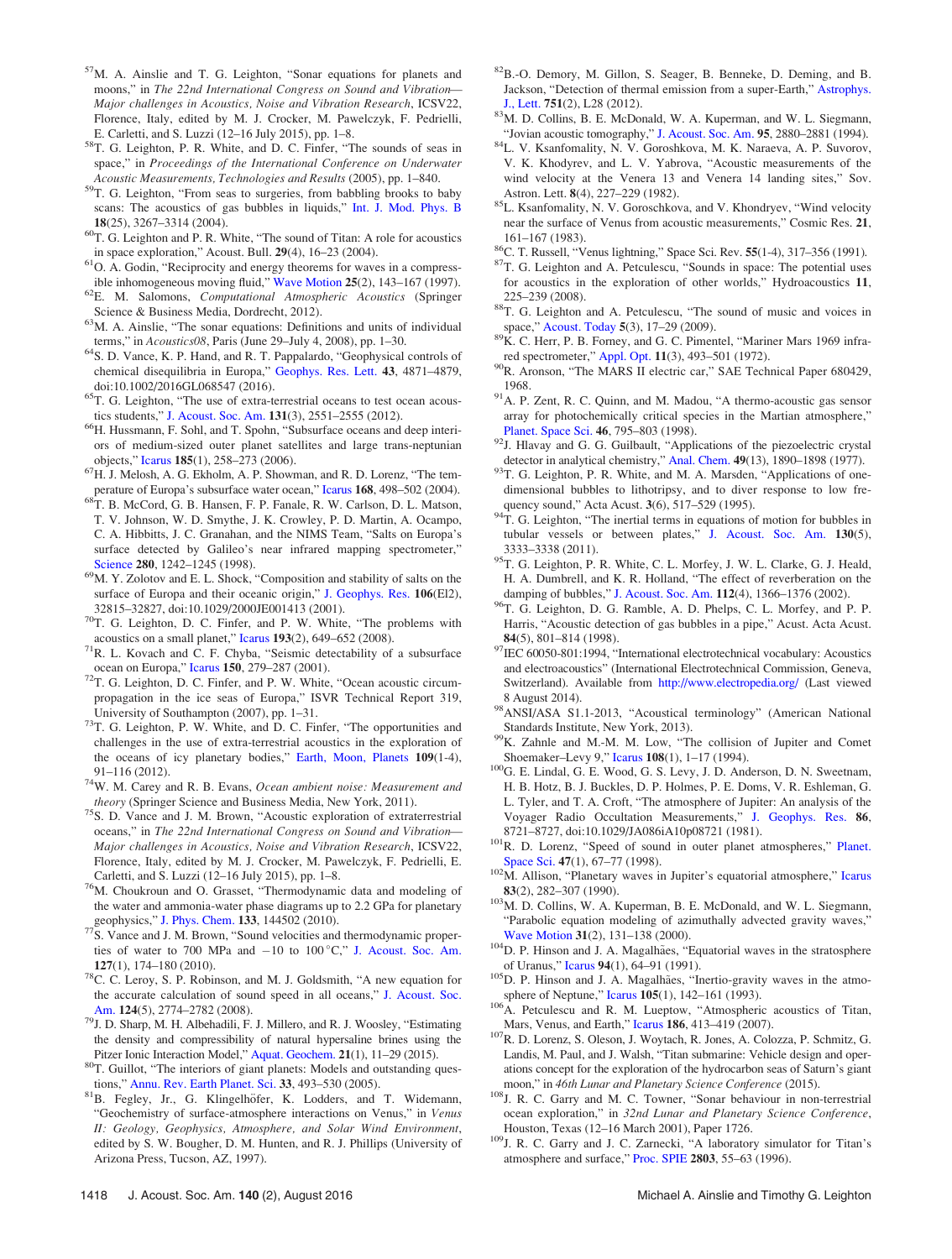[57]M. A. Ainslie and T. G. Leighton, "Sonar equations for planets and moons," in *The 22nd International Congress on Sound and Vibration—Major challenges in Acoustics, Noise and Vibration Research*, ICSV22, Florence, Italy, edited by M. J. Crocker, M. Pawelczyk, F. Pedrielli, E. Carletti, and S. Luzzi (12–16 July 2015), pp. 1–8.

[58]T. G. Leighton, P. R. White, and D. C. Finfer, "The sounds of seas in space," in *Proceedings of the International Conference on Underwater Acoustic Measurements, Technologies and Results* (2005), pp. 1–840.

[59]T. G. Leighton, "From seas to surgeries, from babbling brooks to baby scans: The acoustics of gas bubbles in liquids," Int. J. Mod. Phys. B **18**(25), 3267–3314 (2004).

[60]T. G. Leighton and P. R. White, "The sound of Titan: A role for acoustics in space exploration," Acoust. Bull. **29**(4), 16–23 (2004).

[61]O. A. Godin, "Reciprocity and energy theorems for waves in a compressible inhomogeneous moving fluid," Wave Motion **25**(2), 143–167 (1997).

[62]E. M. Salomons, *Computational Atmospheric Acoustics* (Springer Science & Business Media, Dordrecht, 2012).

[63]M. A. Ainslie, "The sonar equations: Definitions and units of individual terms," in *Acoustics08*, Paris (June 29–July 4, 2008), pp. 1–30.

[64]S. D. Vance, K. P. Hand, and R. T. Pappalardo, "Geophysical controls of chemical disequilibria in Europa," Geophys. Res. Lett. **43**, 4871–4879, doi:10.1002/2016GL068547 (2016).

[65]T. G. Leighton, "The use of extra-terrestrial oceans to test ocean acoustics students," J. Acoust. Soc. Am. **131**(3), 2551–2555 (2012).

[66]H. Hussmann, F. Sohl, and T. Spohn, "Subsurface oceans and deep interiors of medium-sized outer planet satellites and large trans-neptunian objects," Icarus **185**(1), 258–273 (2006).

[67]H. J. Melosh, A. G. Ekholm, A. P. Showman, and R. D. Lorenz, "The temperature of Europa's subsurface water ocean," Icarus **168**, 498–502 (2004).

[68]T. B. McCord, G. B. Hansen, F. P. Fanale, R. W. Carlson, D. L. Matson, T. V. Johnson, W. D. Smythe, J. K. Crowley, P. D. Martin, A. Ocampo, C. A. Hibbitts, J. C. Granahan, and the NIMS Team, "Salts on Europa's surface detected by Galileo's near infrared mapping spectrometer," Science **280**, 1242–1245 (1998).

[69]M. Y. Zolotov and E. L. Shock, "Composition and stability of salts on the surface of Europa and their oceanic origin," J. Geophys. Res. **106**(El2), 32815–32827, doi:10.1029/2000JE001413 (2001).

[70]T. G. Leighton, D. C. Finfer, and P. W. White, "The problems with acoustics on a small planet," Icarus **193**(2), 649–652 (2008).

[71]R. L. Kovach and C. F. Chyba, "Seismic detectability of a subsurface ocean on Europa," Icarus **150**, 279–287 (2001).

[72]T. G. Leighton, D. C. Finfer, and P. W. White, "Ocean acoustic circumpropagation in the ice seas of Europa," ISVR Technical Report 319, University of Southampton (2007), pp. 1–31.

[73]T. G. Leighton, P. W. White, and D. C. Finfer, "The opportunities and challenges in the use of extra-terrestrial acoustics in the exploration of the oceans of icy planetary bodies," Earth, Moon, Planets **109**(1-4), 91–116 (2012).

[74]W. M. Carey and R. B. Evans, *Ocean ambient noise: Measurement and theory* (Springer Science and Business Media, New York, 2011).

[75]S. D. Vance and J. M. Brown, "Acoustic exploration of extraterrestrial oceans," in *The 22nd International Congress on Sound and Vibration—Major challenges in Acoustics, Noise and Vibration Research*, ICSV22, Florence, Italy, edited by M. J. Crocker, M. Pawelczyk, F. Pedrielli, E. Carletti, and S. Luzzi (12–16 July 2015), pp. 1–8.

[76]M. Choukroun and O. Grasset, "Thermodynamic data and modeling of the water and ammonia-water phase diagrams up to 2.2 GPa for planetary geophysics," J. Phys. Chem. **133**, 144502 (2010).

[77]S. Vance and J. M. Brown, "Sound velocities and thermodynamic properties of water to 700 MPa and −10 to 100 °C," J. Acoust. Soc. Am. **127**(1), 174–180 (2010).

[78]C. C. Leroy, S. P. Robinson, and M. J. Goldsmith, "A new equation for the accurate calculation of sound speed in all oceans," J. Acoust. Soc. Am. **124**(5), 2774–2782 (2008).

[79]J. D. Sharp, M. H. Albehadili, F. J. Millero, and R. J. Woosley, "Estimating the density and compressibility of natural hypersaline brines using the Pitzer Ionic Interaction Model," Aquat. Geochem. **21**(1), 11–29 (2015).

[80]T. Guillot, "The interiors of giant planets: Models and outstanding questions," Annu. Rev. Earth Planet. Sci. **33**, 493–530 (2005).

[81]B. Fegley, Jr., G. Klingelhöfer, K. Lodders, and T. Widemann, "Geochemistry of surface-atmosphere interactions on Venus," in *Venus II: Geology, Geophysics, Atmosphere, and Solar Wind Environment*, edited by S. W. Bougher, D. M. Hunten, and R. J. Phillips (University of Arizona Press, Tucson, AZ, 1997).

[82]B.-O. Demory, M. Gillon, S. Seager, B. Benneke, D. Deming, and B. Jackson, "Detection of thermal emission from a super-Earth," Astrophys. J., Lett. **751**(2), L28 (2012).

[83]M. D. Collins, B. E. McDonald, W. A. Kuperman, and W. L. Siegmann, "Jovian acoustic tomography," J. Acoust. Soc. Am. **95**, 2880–2881 (1994).

[84]L. V. Ksanfomality, N. V. Goroshkova, M. K. Naraeva, A. P. Suvorov, V. K. Khodyrev, and L. V. Yabrova, "Acoustic measurements of the wind velocity at the Venera 13 and Venera 14 landing sites," Sov. Astron. Lett. **8**(4), 227–229 (1982).

[85]L. Ksanfomality, N. V. Goroschkova, and V. Khondryev, "Wind velocity near the surface of Venus from acoustic measurements," Cosmic Res. **21**, 161–167 (1983).

[86]C. T. Russell, "Venus lightning," Space Sci. Rev. **55**(1-4), 317–356 (1991).

[87]T. G. Leighton and A. Petculescu, "Sounds in space: The potential uses for acoustics in the exploration of other worlds," Hydroacoustics **11**, 225–239 (2008).

[88]T. G. Leighton and A. Petculescu, "The sound of music and voices in space," Acoust. Today **5**(3), 17–29 (2009).

[89]K. C. Herr, P. B. Forney, and G. C. Pimentel, "Mariner Mars 1969 infrared spectrometer," Appl. Opt. **11**(3), 493–501 (1972).

[90]R. Aronson, "The MARS II electric car," SAE Technical Paper 680429, 1968.

[91]A. P. Zent, R. C. Quinn, and M. Madou, "A thermo-acoustic gas sensor array for photochemically critical species in the Martian atmosphere," Planet. Space Sci. **46**, 795–803 (1998).

[92]J. Hlavay and G. G. Guilbault, "Applications of the piezoelectric crystal detector in analytical chemistry," Anal. Chem. **49**(13), 1890–1898 (1977).

[93]T. G. Leighton, P. R. White, and M. A. Marsden, "Applications of one-dimensional bubbles to lithotripsy, and to diver response to low frequency sound," Acta Acust. **3**(6), 517–529 (1995).

[94]T. G. Leighton, "The inertial terms in equations of motion for bubbles in tubular vessels or between plates," J. Acoust. Soc. Am. **130**(5), 3333–3338 (2011).

[95]T. G. Leighton, P. R. White, C. L. Morfey, J. W. L. Clarke, G. J. Heald, H. A. Dumbrell, and K. R. Holland, "The effect of reverberation on the damping of bubbles," J. Acoust. Soc. Am. **112**(4), 1366–1376 (2002).

[96]T. G. Leighton, D. G. Ramble, A. D. Phelps, C. L. Morfey, and P. P. Harris, "Acoustic detection of gas bubbles in a pipe," Acust. Acta Acust. **84**(5), 801–814 (1998).

[97]IEC 60050-801:1994, "International electrotechnical vocabulary: Acoustics and electroacoustics" (International Electrotechnical Commission, Geneva, Switzerland). Available from http://www.electropedia.org/ (Last viewed 8 August 2014).

[98]ANSI/ASA S1.1-2013, "Acoustical terminology" (American National Standards Institute, New York, 2013).

[99]K. Zahnle and M.-M. M. Low, "The collision of Jupiter and Comet Shoemaker–Levy 9," Icarus **108**(1), 1–17 (1994).

[100]G. E. Lindal, G. E. Wood, G. S. Levy, J. D. Anderson, D. N. Sweetnam, H. B. Hotz, B. J. Buckles, D. P. Holmes, P. E. Doms, V. R. Eshleman, G. L. Tyler, and T. A. Croft, "The atmosphere of Jupiter: An analysis of the Voyager Radio Occultation Measurements," J. Geophys. Res. **86**, 8721–8727, doi:10.1029/JA086iA10p08721 (1981).

[101]R. D. Lorenz, "Speed of sound in outer planet atmospheres," Planet. Space Sci. **47**(1), 67–77 (1998).

[102]M. Allison, "Planetary waves in Jupiter's equatorial atmosphere," Icarus **83**(2), 282–307 (1990).

[103]M. D. Collins, W. A. Kuperman, B. E. McDonald, and W. L. Siegmann, "Parabolic equation modeling of azimuthally advected gravity waves," Wave Motion **31**(2), 131–138 (2000).

[104]D. P. Hinson and J. A. Magalhães, "Equatorial waves in the stratosphere of Uranus," Icarus **94**(1), 64–91 (1991).

[105]D. P. Hinson and J. A. Magalhães, "Inertio-gravity waves in the atmosphere of Neptune," Icarus **105**(1), 142–161 (1993).

[106]A. Petculescu and R. M. Lueptow, "Atmospheric acoustics of Titan, Mars, Venus, and Earth," Icarus **186**, 413–419 (2007).

[107]R. D. Lorenz, S. Oleson, J. Woytach, R. Jones, A. Colozza, P. Schmitz, G. Landis, M. Paul, and J. Walsh, "Titan submarine: Vehicle design and operations concept for the exploration of the hydrocarbon seas of Saturn's giant moon," in *46th Lunar and Planetary Science Conference* (2015).

[108]J. R. C. Garry and M. C. Towner, "Sonar behaviour in non-terrestrial ocean exploration," in *32nd Lunar and Planetary Science Conference*, Houston, Texas (12–16 March 2001), Paper 1726.

[109]J. R. C. Garry and J. C. Zarnecki, "A laboratory simulator for Titan's atmosphere and surface," Proc. SPIE **2803**, 55–63 (1996).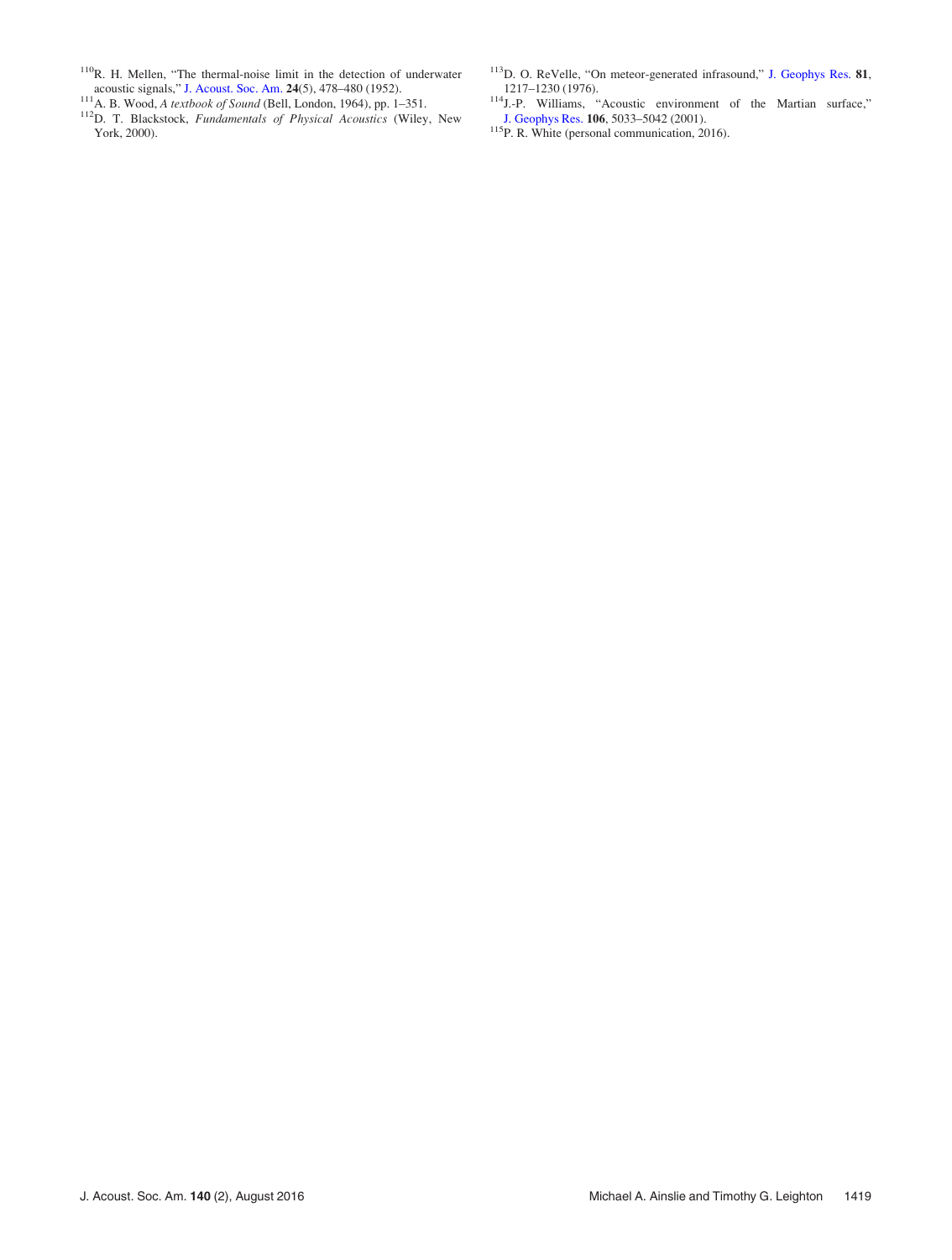[110] R. H. Mellen, "The thermal-noise limit in the detection of underwater acoustic signals," J. Acoust. Soc. Am. **24**(5), 478–480 (1952).

[111] A. B. Wood, *A textbook of Sound* (Bell, London, 1964), pp. 1–351.

[112] D. T. Blackstock, *Fundamentals of Physical Acoustics* (Wiley, New York, 2000).

[113] D. O. ReVelle, "On meteor-generated infrasound," J. Geophys Res. **81**, 1217–1230 (1976).

[114] J.-P. Williams, "Acoustic environment of the Martian surface," J. Geophys Res. **106**, 5033–5042 (2001).

[115] P. R. White (personal communication, 2016).